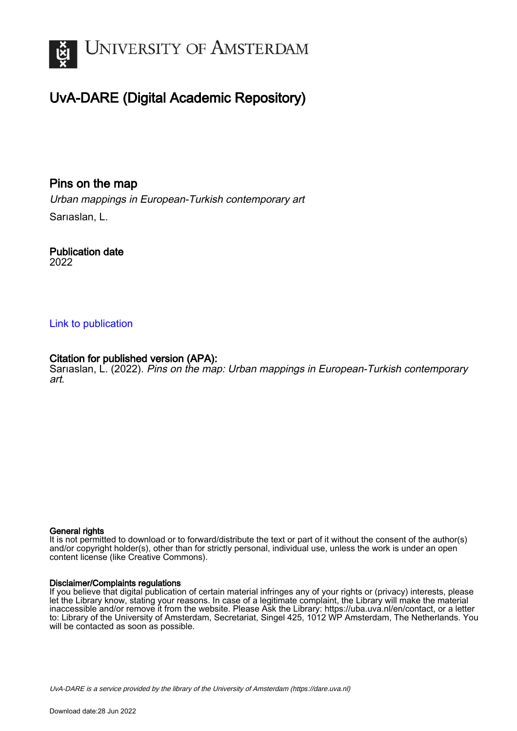# UvA-DARE (Digital Academic Repository)

## Pins on the map

*Urban mappings in European-Turkish contemporary art*

Sarıaslan, L.

**Publication date**
2022

[Link to publication](#)

**Citation for published version (APA):**
Sarıaslan, L. (2022). *Pins on the map: Urban mappings in European-Turkish contemporary art*.

**General rights**
It is not permitted to download or to forward/distribute the text or part of it without the consent of the author(s) and/or copyright holder(s), other than for strictly personal, individual use, unless the work is under an open content license (like Creative Commons).

**Disclaimer/Complaints regulations**
If you believe that digital publication of certain material infringes any of your rights or (privacy) interests, please let the Library know, stating your reasons. In case of a legitimate complaint, the Library will make the material inaccessible and/or remove it from the website. Please Ask the Library: https://uba.uva.nl/en/contact, or a letter to: Library of the University of Amsterdam, Secretariat, Singel 425, 1012 WP Amsterdam, The Netherlands. You will be contacted as soon as possible.

*UvA-DARE is a service provided by the library of the University of Amsterdam (https://dare.uva.nl)*

Download date:28 Jun 2022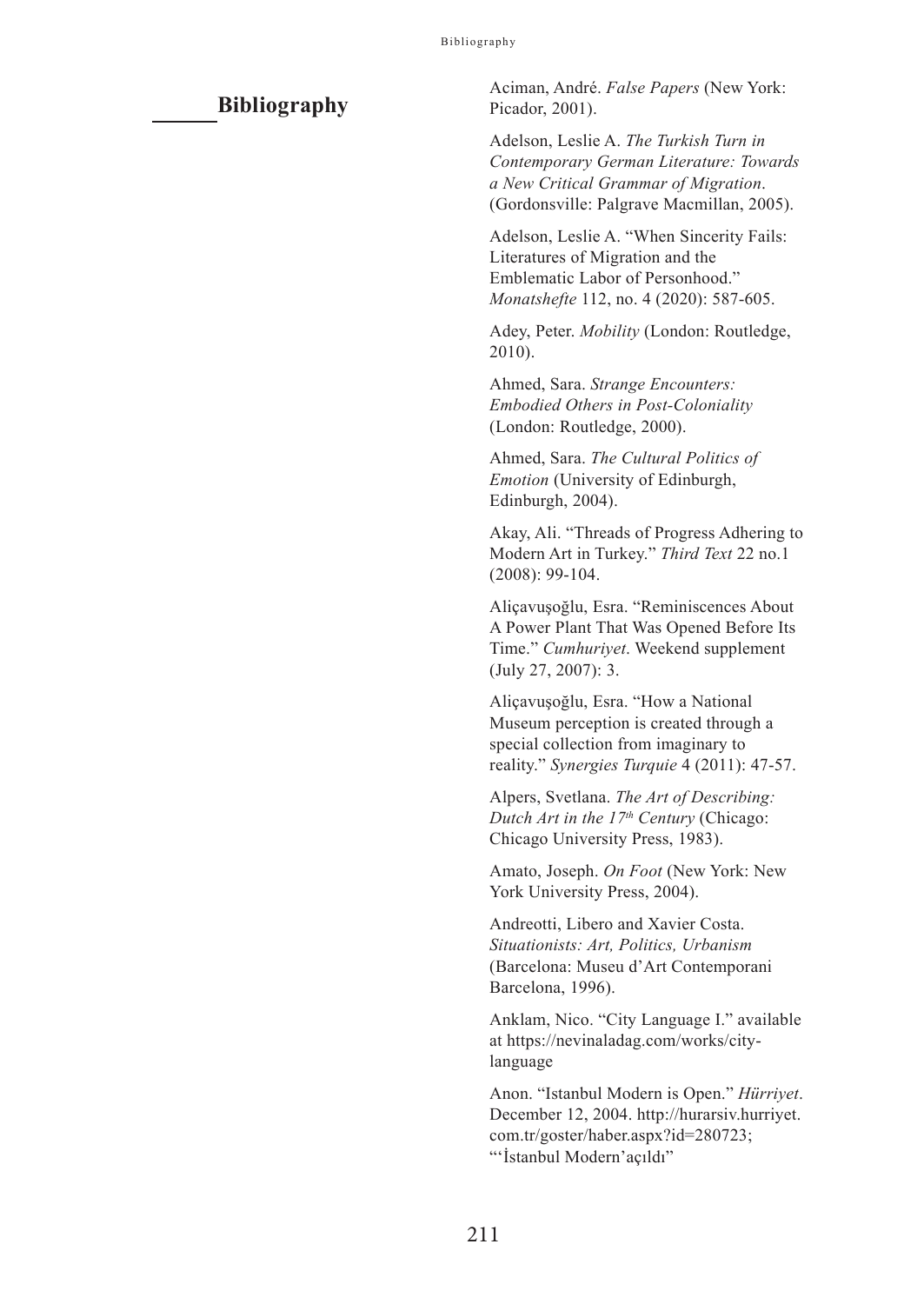# Bibliography

Aciman, André. *False Papers* (New York: Picador, 2001).

Adelson, Leslie A. *The Turkish Turn in Contemporary German Literature: Towards a New Critical Grammar of Migration*. (Gordonsville: Palgrave Macmillan, 2005).

Adelson, Leslie A. "When Sincerity Fails: Literatures of Migration and the Emblematic Labor of Personhood." *Monatshefte* 112, no. 4 (2020): 587-605.

Adey, Peter. *Mobility* (London: Routledge, 2010).

Ahmed, Sara. *Strange Encounters: Embodied Others in Post-Coloniality* (London: Routledge, 2000).

Ahmed, Sara. *The Cultural Politics of Emotion* (University of Edinburgh, Edinburgh, 2004).

Akay, Ali. "Threads of Progress Adhering to Modern Art in Turkey." *Third Text* 22 no.1 (2008): 99-104.

Aliçavuşoğlu, Esra. "Reminiscences About A Power Plant That Was Opened Before Its Time." *Cumhuriyet*. Weekend supplement (July 27, 2007): 3.

Aliçavuşoğlu, Esra. "How a National Museum perception is created through a special collection from imaginary to reality." *Synergies Turquie* 4 (2011): 47-57.

Alpers, Svetlana. *The Art of Describing: Dutch Art in the 17th Century* (Chicago: Chicago University Press, 1983).

Amato, Joseph. *On Foot* (New York: New York University Press, 2004).

Andreotti, Libero and Xavier Costa. *Situationists: Art, Politics, Urbanism* (Barcelona: Museu d'Art Contemporani Barcelona, 1996).

Anklam, Nico. "City Language I." available at https://nevinaladag.com/works/city-language

Anon. "Istanbul Modern is Open." *Hürriyet*. December 12, 2004. http://hurarsiv.hurriyet.com.tr/goster/haber.aspx?id=280723; "'İstanbul Modern'açıldı"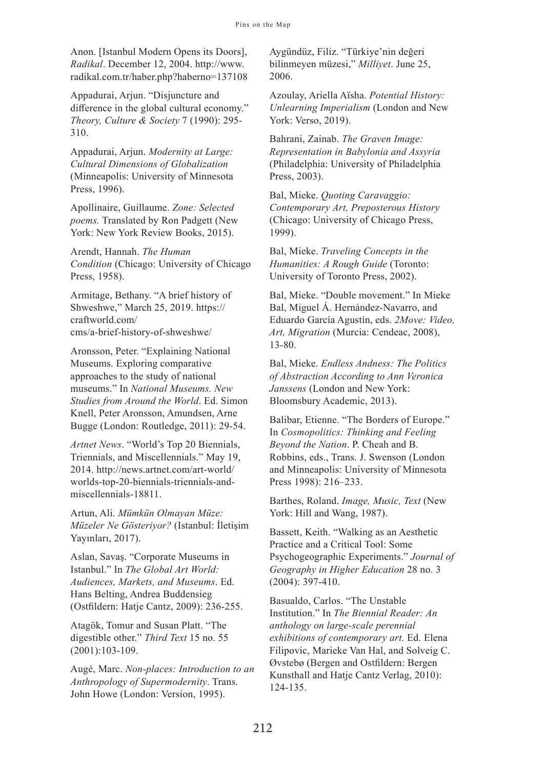Anon. [Istanbul Modern Opens its Doors], *Radikal*. December 12, 2004. http://www.radikal.com.tr/haber.php?haberno=137108

Appadurai, Arjun. "Disjuncture and difference in the global cultural economy." *Theory, Culture & Society* 7 (1990): 295-310.

Appadurai, Arjun. *Modernity at Large: Cultural Dimensions of Globalization* (Minneapolis: University of Minnesota Press, 1996).

Apollinaire, Guillaume. *Zone: Selected poems.* Translated by Ron Padgett (New York: New York Review Books, 2015).

Arendt, Hannah. *The Human Condition* (Chicago: University of Chicago Press, 1958).

Armitage, Bethany. "A brief history of Shweshwe," March 25, 2019. https://craftworld.com/cms/a-brief-history-of-shweshwe/

Aronsson, Peter. "Explaining National Museums. Exploring comparative approaches to the study of national museums." In *National Museums. New Studies from Around the World*. Ed. Simon Knell, Peter Aronsson, Amundsen, Arne Bugge (London: Routledge, 2011): 29-54.

*Artnet News*. "World's Top 20 Biennials, Triennials, and Miscellennials." May 19, 2014. http://news.artnet.com/art-world/worlds-top-20-biennials-triennials-and-miscellennials-18811.

Artun, Ali. *Mümkün Olmayan Müze: Müzeler Ne Gösteriyor?* (Istanbul: İletişim Yayınları, 2017).

Aslan, Savaş. "Corporate Museums in Istanbul." In *The Global Art World: Audiences, Markets, and Museums*. Ed. Hans Belting, Andrea Buddensieg (Ostfildern: Hatje Cantz, 2009): 236-255.

Atagök, Tomur and Susan Platt. "The digestible other." *Third Text* 15 no. 55 (2001):103-109.

Augé, Marc. *Non-places: Introduction to an Anthropology of Supermodernity*. Trans. John Howe (London: Version, 1995).

Aygündüz, Filiz. "Türkiye'nin değeri bilinmeyen müzesi," *Milliyet*. June 25, 2006.

Azoulay, Ariella Aïsha. *Potential History: Unlearning Imperialism* (London and New York: Verso, 2019).

Bahrani, Zainab. *The Graven Image: Representation in Babylonia and Assyria* (Philadelphia: University of Philadelphia Press, 2003).

Bal, Mieke. *Quoting Caravaggio: Contemporary Art, Preposterous History* (Chicago: University of Chicago Press, 1999).

Bal, Mieke. *Traveling Concepts in the Humanities: A Rough Guide* (Toronto: University of Toronto Press, 2002).

Bal, Mieke. "Double movement." In Mieke Bal, Miguel Á. Hernández-Navarro, and Eduardo García Agustín, eds. *2Move: Video, Art, Migration* (Murcia: Cendeac, 2008), 13-80.

Bal, Mieke. *Endless Andness: The Politics of Abstraction According to Ann Veronica Janssens* (London and New York: Bloomsbury Academic, 2013).

Balibar, Etienne. "The Borders of Europe." In *Cosmopolitics: Thinking and Feeling Beyond the Nation*. P. Cheah and B. Robbins, eds., Trans. J. Swenson (London and Minneapolis: University of Minnesota Press 1998): 216–233.

Barthes, Roland. *Image, Music, Text* (New York: Hill and Wang, 1987).

Bassett, Keith. "Walking as an Aesthetic Practice and a Critical Tool: Some Psychogeographic Experiments." *Journal of Geography in Higher Education* 28 no. 3 (2004): 397-410.

Basualdo, Carlos. "The Unstable Institution." In *The Biennial Reader: An anthology on large-scale perennial exhibitions of contemporary art.* Ed. Elena Filipovic, Marieke Van Hal, and Solveig C. Øvstebø (Bergen and Ostfildern: Bergen Kunsthall and Hatje Cantz Verlag, 2010): 124-135.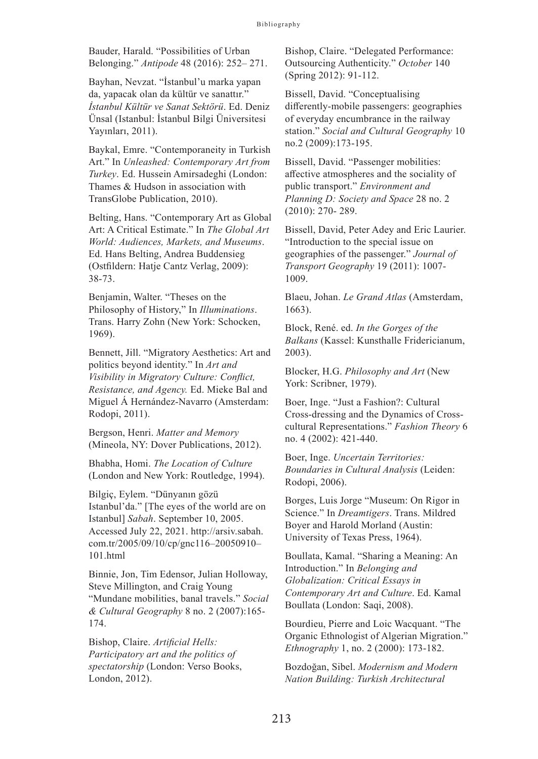Bauder, Harald. “Possibilities of Urban Belonging.” *Antipode* 48 (2016): 252– 271.

Bayhan, Nevzat. “İstanbul’u marka yapan da, yapacak olan da kültür ve sanattır.” *İstanbul Kültür ve Sanat Sektörü*. Ed. Deniz Ünsal (Istanbul: İstanbul Bilgi Üniversitesi Yayınları, 2011).

Baykal, Emre. “Contemporaneity in Turkish Art.” In *Unleashed: Contemporary Art from Turkey*. Ed. Hussein Amirsadeghi (London: Thames & Hudson in association with TransGlobe Publication, 2010).

Belting, Hans. “Contemporary Art as Global Art: A Critical Estimate.” In *The Global Art World: Audiences, Markets, and Museums*. Ed. Hans Belting, Andrea Buddensieg (Ostfildern: Hatje Cantz Verlag, 2009): 38-73.

Benjamin, Walter. “Theses on the Philosophy of History,” In *Illuminations*. Trans. Harry Zohn (New York: Schocken, 1969).

Bennett, Jill. “Migratory Aesthetics: Art and politics beyond identity.” In *Art and Visibility in Migratory Culture: Conflict, Resistance, and Agency.* Ed. Mieke Bal and Miguel Á Hernández-Navarro (Amsterdam: Rodopi, 2011).

Bergson, Henri. *Matter and Memory* (Mineola, NY: Dover Publications, 2012).

Bhabha, Homi. *The Location of Culture* (London and New York: Routledge, 1994).

Bilgiç, Eylem. “Dünyanın gözü Istanbul’da.” [The eyes of the world are on Istanbul] *Sabah*. September 10, 2005. Accessed July 22, 2021. http://arsiv.sabah.com.tr/2005/09/10/cp/gnc116–20050910–101.html

Binnie, Jon, Tim Edensor, Julian Holloway, Steve Millington, and Craig Young “Mundane mobilities, banal travels.” *Social & Cultural Geography* 8 no. 2 (2007):165-174.

Bishop, Claire. *Artificial Hells: Participatory art and the politics of spectatorship* (London: Verso Books, London, 2012).

Bishop, Claire. “Delegated Performance: Outsourcing Authenticity.” *October* 140 (Spring 2012): 91-112.

Bissell, David. “Conceptualising differently-mobile passengers: geographies of everyday encumbrance in the railway station.” *Social and Cultural Geography* 10 no.2 (2009):173-195.

Bissell, David. “Passenger mobilities: affective atmospheres and the sociality of public transport.” *Environment and Planning D: Society and Space* 28 no. 2 (2010): 270- 289.

Bissell, David, Peter Adey and Eric Laurier. “Introduction to the special issue on geographies of the passenger.” *Journal of Transport Geography* 19 (2011): 1007-1009.

Blaeu, Johan. *Le Grand Atlas* (Amsterdam, 1663).

Block, René. ed. *In the Gorges of the Balkans* (Kassel: Kunsthalle Fridericianum, 2003).

Blocker, H.G. *Philosophy and Art* (New York: Scribner, 1979).

Boer, Inge. “Just a Fashion?: Cultural Cross-dressing and the Dynamics of Cross-cultural Representations.” *Fashion Theory* 6 no. 4 (2002): 421-440.

Boer, Inge. *Uncertain Territories: Boundaries in Cultural Analysis* (Leiden: Rodopi, 2006).

Borges, Luis Jorge “Museum: On Rigor in Science.” In *Dreamtigers*. Trans. Mildred Boyer and Harold Morland (Austin: University of Texas Press, 1964).

Boullata, Kamal. “Sharing a Meaning: An Introduction.” In *Belonging and Globalization: Critical Essays in Contemporary Art and Culture*. Ed. Kamal Boullata (London: Saqi, 2008).

Bourdieu, Pierre and Loic Wacquant. “The Organic Ethnologist of Algerian Migration.” *Ethnography* 1, no. 2 (2000): 173-182.

Bozdoğan, Sibel. *Modernism and Modern Nation Building: Turkish Architectural*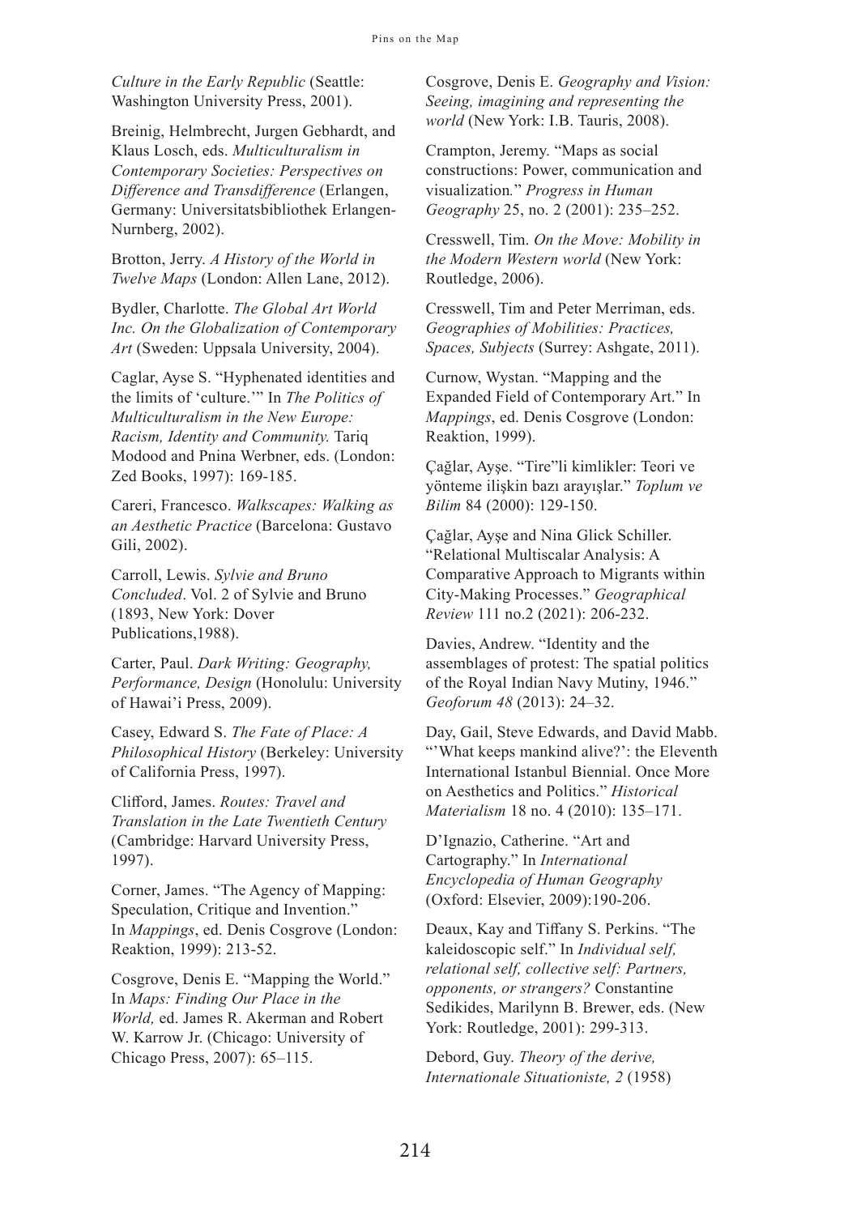*Culture in the Early Republic* (Seattle: Washington University Press, 2001).

Breinig, Helmbrecht, Jurgen Gebhardt, and Klaus Losch, eds. *Multiculturalism in Contemporary Societies: Perspectives on Difference and Transdifference* (Erlangen, Germany: Universitatsbibliothek Erlangen-Nurnberg, 2002).

Brotton, Jerry. *A History of the World in Twelve Maps* (London: Allen Lane, 2012).

Bydler, Charlotte. *The Global Art World Inc. On the Globalization of Contemporary Art* (Sweden: Uppsala University, 2004).

Caglar, Ayse S. "Hyphenated identities and the limits of 'culture.'" In *The Politics of Multiculturalism in the New Europe: Racism, Identity and Community.* Tariq Modood and Pnina Werbner, eds. (London: Zed Books, 1997): 169-185.

Careri, Francesco. *Walkscapes: Walking as an Aesthetic Practice* (Barcelona: Gustavo Gili, 2002).

Carroll, Lewis. *Sylvie and Bruno Concluded*. Vol. 2 of Sylvie and Bruno (1893, New York: Dover Publications,1988).

Carter, Paul. *Dark Writing: Geography, Performance, Design* (Honolulu: University of Hawai'i Press, 2009).

Casey, Edward S. *The Fate of Place: A Philosophical History* (Berkeley: University of California Press, 1997).

Clifford, James. *Routes: Travel and Translation in the Late Twentieth Century* (Cambridge: Harvard University Press, 1997).

Corner, James. "The Agency of Mapping: Speculation, Critique and Invention." In *Mappings*, ed. Denis Cosgrove (London: Reaktion, 1999): 213-52.

Cosgrove, Denis E. "Mapping the World." In *Maps: Finding Our Place in the World,* ed. James R. Akerman and Robert W. Karrow Jr. (Chicago: University of Chicago Press, 2007): 65–115.

Cosgrove, Denis E. *Geography and Vision: Seeing, imagining and representing the world* (New York: I.B. Tauris, 2008).

Crampton, Jeremy. "Maps as social constructions: Power, communication and visualization." *Progress in Human Geography* 25, no. 2 (2001): 235–252.

Cresswell, Tim. *On the Move: Mobility in the Modern Western world* (New York: Routledge, 2006).

Cresswell, Tim and Peter Merriman, eds. *Geographies of Mobilities: Practices, Spaces, Subjects* (Surrey: Ashgate, 2011).

Curnow, Wystan. "Mapping and the Expanded Field of Contemporary Art." In *Mappings*, ed. Denis Cosgrove (London: Reaktion, 1999).

Çağlar, Ayşe. "Tire"li kimlikler: Teori ve yönteme ilişkin bazı arayışlar." *Toplum ve Bilim* 84 (2000): 129-150.

Çağlar, Ayşe and Nina Glick Schiller. "Relational Multiscalar Analysis: A Comparative Approach to Migrants within City-Making Processes." *Geographical Review* 111 no.2 (2021): 206-232.

Davies, Andrew. "Identity and the assemblages of protest: The spatial politics of the Royal Indian Navy Mutiny, 1946." *Geoforum 48* (2013): 24–32.

Day, Gail, Steve Edwards, and David Mabb. "'What keeps mankind alive?': the Eleventh International Istanbul Biennial. Once More on Aesthetics and Politics." *Historical Materialism* 18 no. 4 (2010): 135–171.

D'Ignazio, Catherine. "Art and Cartography." In *International Encyclopedia of Human Geography* (Oxford: Elsevier, 2009):190-206.

Deaux, Kay and Tiffany S. Perkins. "The kaleidoscopic self." In *Individual self, relational self, collective self: Partners, opponents, or strangers?* Constantine Sedikides, Marilynn B. Brewer, eds. (New York: Routledge, 2001): 299-313.

Debord, Guy. *Theory of the derive, Internationale Situationiste, 2* (1958)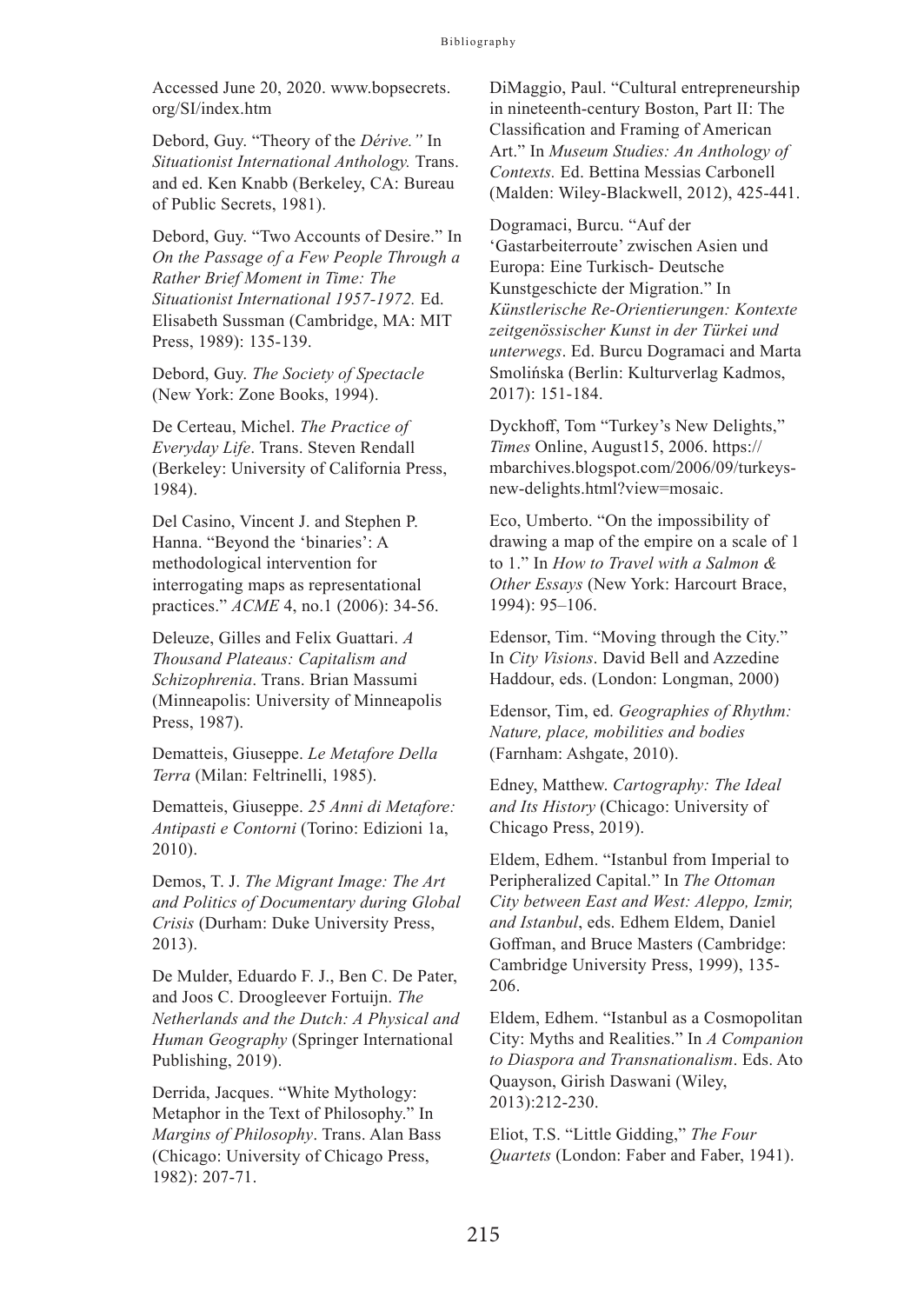Accessed June 20, 2020. www.bopsecrets.org/SI/index.htm

Debord, Guy. "Theory of the *Dérive."* In *Situationist International Anthology.* Trans. and ed. Ken Knabb (Berkeley, CA: Bureau of Public Secrets, 1981).

Debord, Guy. "Two Accounts of Desire." In *On the Passage of a Few People Through a Rather Brief Moment in Time: The Situationist International 1957-1972.* Ed. Elisabeth Sussman (Cambridge, MA: MIT Press, 1989): 135-139.

Debord, Guy. *The Society of Spectacle* (New York: Zone Books, 1994).

De Certeau, Michel. *The Practice of Everyday Life*. Trans. Steven Rendall (Berkeley: University of California Press, 1984).

Del Casino, Vincent J. and Stephen P. Hanna. "Beyond the 'binaries': A methodological intervention for interrogating maps as representational practices." *ACME* 4, no.1 (2006): 34-56.

Deleuze, Gilles and Felix Guattari. *A Thousand Plateaus: Capitalism and Schizophrenia*. Trans. Brian Massumi (Minneapolis: University of Minneapolis Press, 1987).

Dematteis, Giuseppe. *Le Metafore Della Terra* (Milan: Feltrinelli, 1985).

Dematteis, Giuseppe. *25 Anni di Metafore: Antipasti e Contorni* (Torino: Edizioni 1a, 2010).

Demos, T. J. *The Migrant Image: The Art and Politics of Documentary during Global Crisis* (Durham: Duke University Press, 2013).

De Mulder, Eduardo F. J., Ben C. De Pater, and Joos C. Droogleever Fortuijn. *The Netherlands and the Dutch: A Physical and Human Geography* (Springer International Publishing, 2019).

Derrida, Jacques. "White Mythology: Metaphor in the Text of Philosophy." In *Margins of Philosophy*. Trans. Alan Bass (Chicago: University of Chicago Press, 1982): 207-71.

DiMaggio, Paul. "Cultural entrepreneurship in nineteenth-century Boston, Part II: The Classification and Framing of American Art." In *Museum Studies: An Anthology of Contexts.* Ed. Bettina Messias Carbonell (Malden: Wiley-Blackwell, 2012), 425-441.

Dogramaci, Burcu. "Auf der 'Gastarbeiterroute' zwischen Asien und Europa: Eine Turkisch- Deutsche Kunstgeschicte der Migration." In *Künstlerische Re-Orientierungen: Kontexte zeitgenössischer Kunst in der Türkei und unterwegs*. Ed. Burcu Dogramaci and Marta Smolińska (Berlin: Kulturverlag Kadmos, 2017): 151-184.

Dyckhoff, Tom "Turkey's New Delights," *Times* Online, August15, 2006. https://mbarchives.blogspot.com/2006/09/turkeys-new-delights.html?view=mosaic.

Eco, Umberto. "On the impossibility of drawing a map of the empire on a scale of 1 to 1." In *How to Travel with a Salmon & Other Essays* (New York: Harcourt Brace, 1994): 95–106.

Edensor, Tim. "Moving through the City." In *City Visions*. David Bell and Azzedine Haddour, eds. (London: Longman, 2000)

Edensor, Tim, ed. *Geographies of Rhythm: Nature, place, mobilities and bodies* (Farnham: Ashgate, 2010).

Edney, Matthew. *Cartography: The Ideal and Its History* (Chicago: University of Chicago Press, 2019).

Eldem, Edhem. "Istanbul from Imperial to Peripheralized Capital." In *The Ottoman City between East and West: Aleppo, Izmir, and Istanbul*, eds. Edhem Eldem, Daniel Goffman, and Bruce Masters (Cambridge: Cambridge University Press, 1999), 135-206.

Eldem, Edhem. "Istanbul as a Cosmopolitan City: Myths and Realities." In *A Companion to Diaspora and Transnationalism*. Eds. Ato Quayson, Girish Daswani (Wiley, 2013):212-230.

Eliot, T.S. "Little Gidding," *The Four Quartets* (London: Faber and Faber, 1941).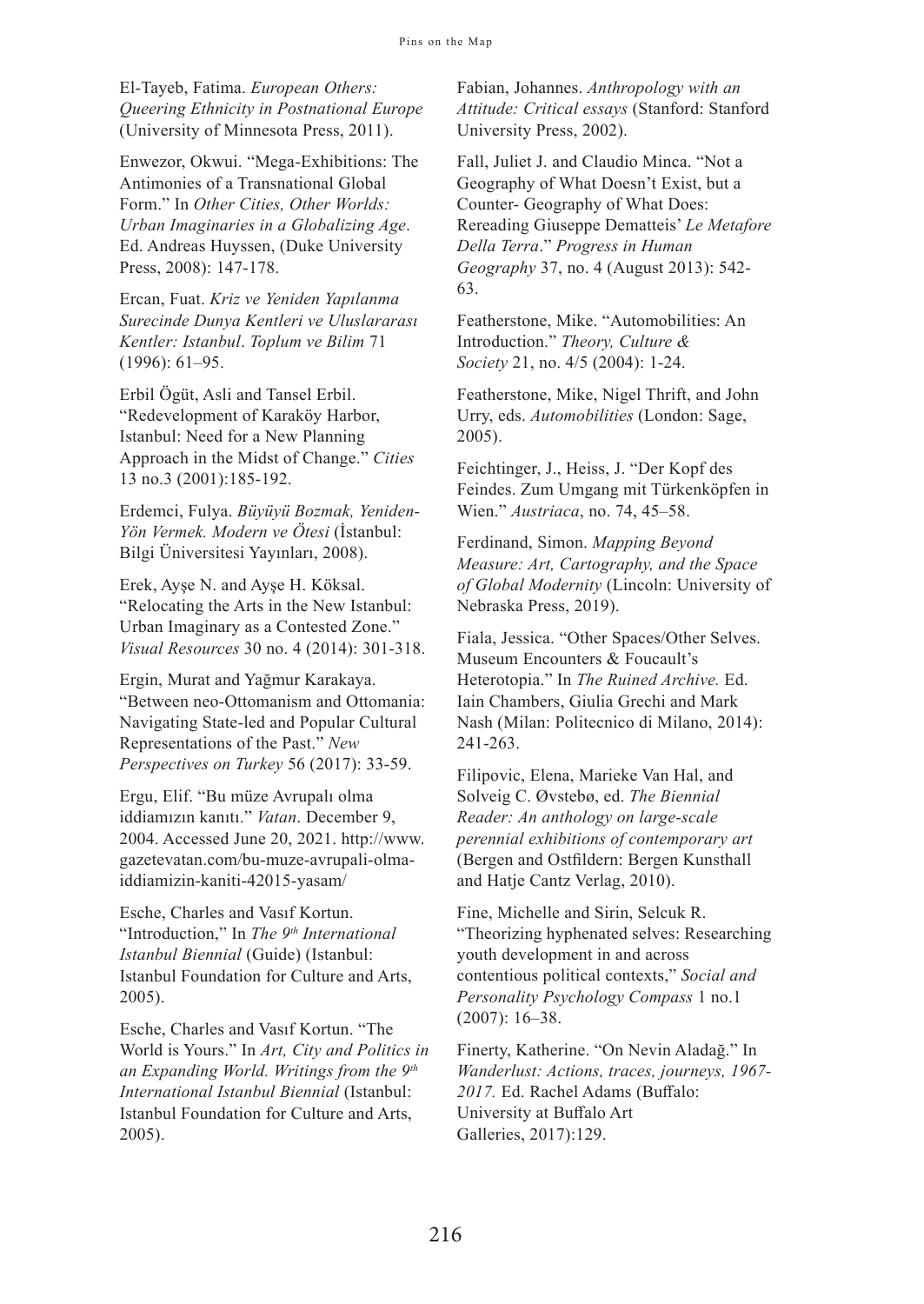El-Tayeb, Fatima. *European Others: Queering Ethnicity in Postnational Europe* (University of Minnesota Press, 2011).

Enwezor, Okwui. "Mega-Exhibitions: The Antimonies of a Transnational Global Form." In *Other Cities, Other Worlds: Urban Imaginaries in a Globalizing Age*. Ed. Andreas Huyssen, (Duke University Press, 2008): 147-178.

Ercan, Fuat. *Kriz ve Yeniden Yapılanma Surecinde Dunya Kentleri ve Uluslararası Kentler: Istanbul*. *Toplum ve Bilim* 71 (1996): 61–95.

Erbil Ögüt, Asli and Tansel Erbil. "Redevelopment of Karaköy Harbor, Istanbul: Need for a New Planning Approach in the Midst of Change." *Cities* 13 no.3 (2001):185-192.

Erdemci, Fulya. *Büyüyü Bozmak, Yeniden-Yön Vermek. Modern ve Ötesi* (İstanbul: Bilgi Üniversitesi Yayınları, 2008).

Erek, Ayşe N. and Ayşe H. Köksal. "Relocating the Arts in the New Istanbul: Urban Imaginary as a Contested Zone." *Visual Resources* 30 no. 4 (2014): 301-318.

Ergin, Murat and Yağmur Karakaya. "Between neo-Ottomanism and Ottomania: Navigating State-led and Popular Cultural Representations of the Past." *New Perspectives on Turkey* 56 (2017): 33-59.

Ergu, Elif. "Bu müze Avrupalı olma iddiamızın kanıtı." *Vatan*. December 9, 2004. Accessed June 20, 2021. http://www.gazetevatan.com/bu-muze-avrupali-olma-iddiamizin-kaniti-42015-yasam/

Esche, Charles and Vasıf Kortun. "Introduction," In *The 9th International Istanbul Biennial* (Guide) (Istanbul: Istanbul Foundation for Culture and Arts, 2005).

Esche, Charles and Vasıf Kortun. "The World is Yours." In *Art, City and Politics in an Expanding World. Writings from the 9th International Istanbul Biennial* (Istanbul: Istanbul Foundation for Culture and Arts, 2005).

Fabian, Johannes. *Anthropology with an Attitude: Critical essays* (Stanford: Stanford University Press, 2002).

Fall, Juliet J. and Claudio Minca. "Not a Geography of What Doesn't Exist, but a Counter- Geography of What Does: Rereading Giuseppe Dematteis' *Le Metafore Della Terra*." *Progress in Human Geography* 37, no. 4 (August 2013): 542-63.

Featherstone, Mike. "Automobilities: An Introduction." *Theory, Culture & Society* 21, no. 4/5 (2004): 1-24.

Featherstone, Mike, Nigel Thrift, and John Urry, eds. *Automobilities* (London: Sage, 2005).

Feichtinger, J., Heiss, J. "Der Kopf des Feindes. Zum Umgang mit Türkenköpfen in Wien." *Austriaca*, no. 74, 45–58.

Ferdinand, Simon. *Mapping Beyond Measure: Art, Cartography, and the Space of Global Modernity* (Lincoln: University of Nebraska Press, 2019).

Fiala, Jessica. "Other Spaces/Other Selves. Museum Encounters & Foucault's Heterotopia." In *The Ruined Archive.* Ed. Iain Chambers, Giulia Grechi and Mark Nash (Milan: Politecnico di Milano, 2014): 241-263.

Filipovic, Elena, Marieke Van Hal, and Solveig C. Øvstebø, ed. *The Biennial Reader: An anthology on large-scale perennial exhibitions of contemporary art* (Bergen and Ostfildern: Bergen Kunsthall and Hatje Cantz Verlag, 2010).

Fine, Michelle and Sirin, Selcuk R. "Theorizing hyphenated selves: Researching youth development in and across contentious political contexts," *Social and Personality Psychology Compass* 1 no.1 (2007): 16–38.

Finerty, Katherine. "On Nevin Aladağ." In *Wanderlust: Actions, traces, journeys, 1967-2017.* Ed. Rachel Adams (Buffalo: University at Buffalo Art Galleries, 2017):129.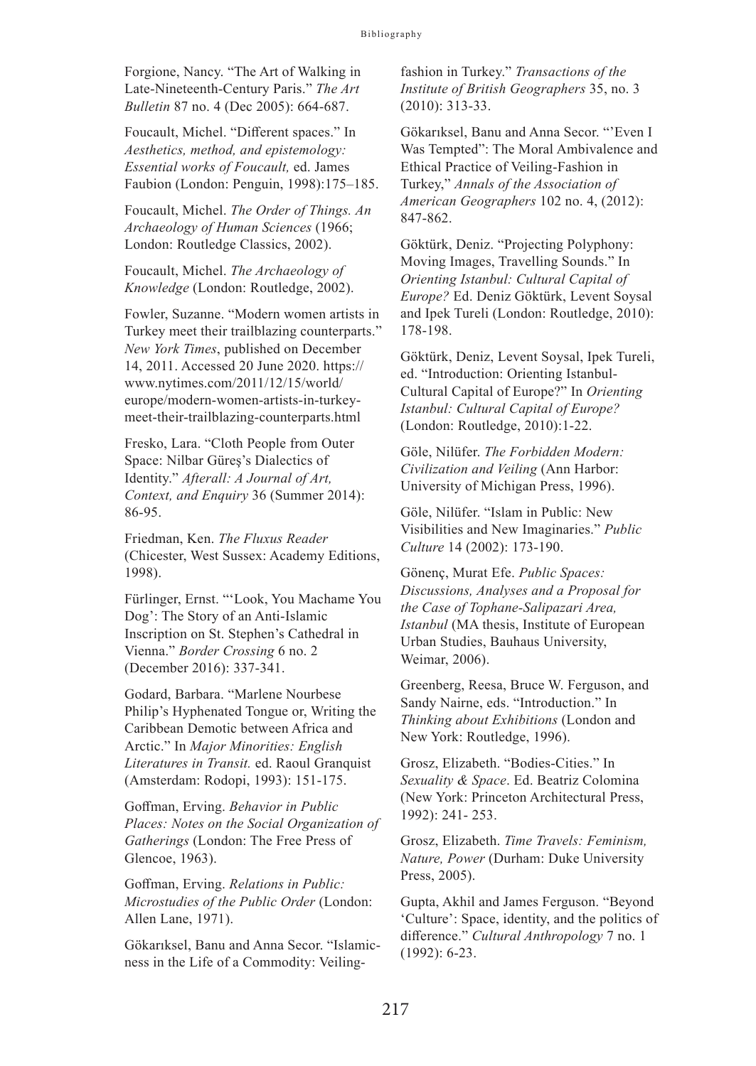Forgione, Nancy. "The Art of Walking in Late-Nineteenth-Century Paris." *The Art Bulletin* 87 no. 4 (Dec 2005): 664-687.

Foucault, Michel. "Different spaces." In *Aesthetics, method, and epistemology: Essential works of Foucault,* ed. James Faubion (London: Penguin, 1998):175–185.

Foucault, Michel. *The Order of Things. An Archaeology of Human Sciences* (1966; London: Routledge Classics, 2002).

Foucault, Michel. *The Archaeology of Knowledge* (London: Routledge, 2002).

Fowler, Suzanne. "Modern women artists in Turkey meet their trailblazing counterparts." *New York Times*, published on December 14, 2011. Accessed 20 June 2020. https://www.nytimes.com/2011/12/15/world/europe/modern-women-artists-in-turkey-meet-their-trailblazing-counterparts.html

Fresko, Lara. "Cloth People from Outer Space: Nilbar Güreş's Dialectics of Identity." *Afterall: A Journal of Art, Context, and Enquiry* 36 (Summer 2014): 86-95.

Friedman, Ken. *The Fluxus Reader* (Chicester, West Sussex: Academy Editions, 1998).

Fürlinger, Ernst. "'Look, You Machame You Dog': The Story of an Anti-Islamic Inscription on St. Stephen's Cathedral in Vienna." *Border Crossing* 6 no. 2 (December 2016): 337-341.

Godard, Barbara. "Marlene Nourbese Philip's Hyphenated Tongue or, Writing the Caribbean Demotic between Africa and Arctic." In *Major Minorities: English Literatures in Transit.* ed. Raoul Granquist (Amsterdam: Rodopi, 1993): 151-175.

Goffman, Erving. *Behavior in Public Places: Notes on the Social Organization of Gatherings* (London: The Free Press of Glencoe, 1963).

Goffman, Erving. *Relations in Public: Microstudies of the Public Order* (London: Allen Lane, 1971).

Gökarıksel, Banu and Anna Secor. "Islamic-ness in the Life of a Commodity: Veiling-fashion in Turkey." *Transactions of the Institute of British Geographers* 35, no. 3 (2010): 313-33.

Gökarıksel, Banu and Anna Secor. "'Even I Was Tempted": The Moral Ambivalence and Ethical Practice of Veiling-Fashion in Turkey," *Annals of the Association of American Geographers* 102 no. 4, (2012): 847-862.

Göktürk, Deniz. "Projecting Polyphony: Moving Images, Travelling Sounds." In *Orienting Istanbul: Cultural Capital of Europe?* Ed. Deniz Göktürk, Levent Soysal and Ipek Tureli (London: Routledge, 2010): 178-198.

Göktürk, Deniz, Levent Soysal, Ipek Tureli, ed. "Introduction: Orienting Istanbul-Cultural Capital of Europe?" In *Orienting Istanbul: Cultural Capital of Europe?* (London: Routledge, 2010):1-22.

Göle, Nilüfer. *The Forbidden Modern: Civilization and Veiling* (Ann Harbor: University of Michigan Press, 1996).

Göle, Nilüfer. "Islam in Public: New Visibilities and New Imaginaries." *Public Culture* 14 (2002): 173-190.

Gönenç, Murat Efe. *Public Spaces: Discussions, Analyses and a Proposal for the Case of Tophane-Salipazari Area, Istanbul* (MA thesis, Institute of European Urban Studies, Bauhaus University, Weimar, 2006).

Greenberg, Reesa, Bruce W. Ferguson, and Sandy Nairne, eds. "Introduction." In *Thinking about Exhibitions* (London and New York: Routledge, 1996).

Grosz, Elizabeth. "Bodies-Cities." In *Sexuality & Space*. Ed. Beatriz Colomina (New York: Princeton Architectural Press, 1992): 241- 253.

Grosz, Elizabeth. *Time Travels: Feminism, Nature, Power* (Durham: Duke University Press, 2005).

Gupta, Akhil and James Ferguson. "Beyond 'Culture': Space, identity, and the politics of difference." *Cultural Anthropology* 7 no. 1 (1992): 6-23.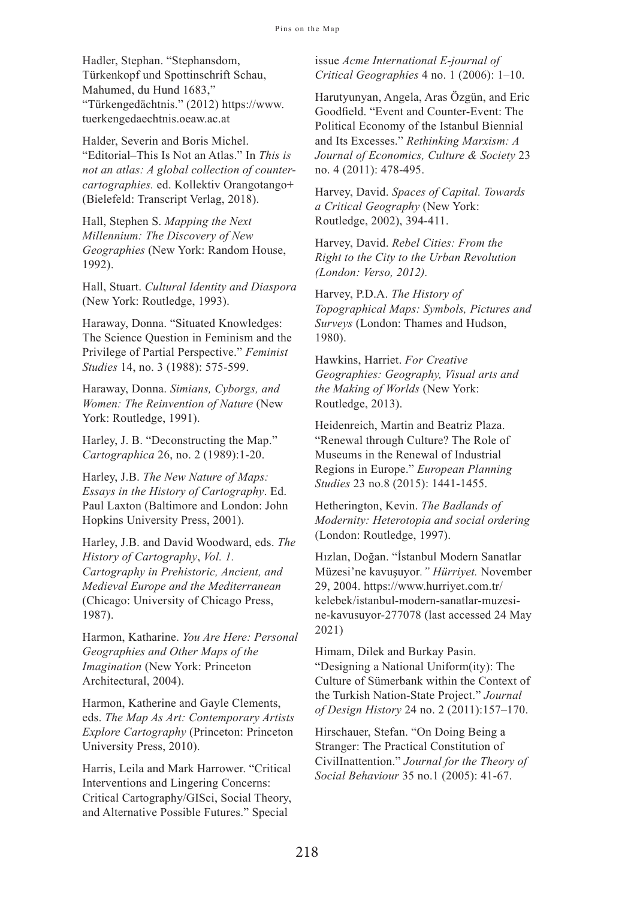Hadler, Stephan. “Stephansdom, Türkenkopf und Spottinschrift Schau, Mahumed, du Hund 1683,” “Türkengedächtnis.” (2012) https://www.tuerkengedaechtnis.oeaw.ac.at

Halder, Severin and Boris Michel. “Editorial–This Is Not an Atlas.” In *This is not an atlas: A global collection of counter-cartographies.* ed. Kollektiv Orangotango+ (Bielefeld: Transcript Verlag, 2018).

Hall, Stephen S. *Mapping the Next Millennium: The Discovery of New Geographies* (New York: Random House, 1992).

Hall, Stuart. *Cultural Identity and Diaspora* (New York: Routledge, 1993).

Haraway, Donna. “Situated Knowledges: The Science Question in Feminism and the Privilege of Partial Perspective.” *Feminist Studies* 14, no. 3 (1988): 575-599.

Haraway, Donna. *Simians, Cyborgs, and Women: The Reinvention of Nature* (New York: Routledge, 1991).

Harley, J. B. “Deconstructing the Map.” *Cartographica* 26, no. 2 (1989):1-20.

Harley, J.B. *The New Nature of Maps: Essays in the History of Cartography*. Ed. Paul Laxton (Baltimore and London: John Hopkins University Press, 2001).

Harley, J.B. and David Woodward, eds. *The History of Cartography*, *Vol. 1. Cartography in Prehistoric, Ancient, and Medieval Europe and the Mediterranean* (Chicago: University of Chicago Press, 1987).

Harmon, Katharine. *You Are Here: Personal Geographies and Other Maps of the Imagination* (New York: Princeton Architectural, 2004).

Harmon, Katherine and Gayle Clements, eds. *The Map As Art: Contemporary Artists Explore Cartography* (Princeton: Princeton University Press, 2010).

Harris, Leila and Mark Harrower. “Critical Interventions and Lingering Concerns: Critical Cartography/GISci, Social Theory, and Alternative Possible Futures.” Special issue *Acme International E-journal of Critical Geographies* 4 no. 1 (2006): 1–10.

Harutyunyan, Angela, Aras Özgün, and Eric Goodfield. “Event and Counter-Event: The Political Economy of the Istanbul Biennial and Its Excesses.” *Rethinking Marxism: A Journal of Economics, Culture & Society* 23 no. 4 (2011): 478-495.

Harvey, David. *Spaces of Capital. Towards a Critical Geography* (New York: Routledge, 2002), 394-411.

Harvey, David. *Rebel Cities: From the Right to the City to the Urban Revolution (London: Verso, 2012).*

Harvey, P.D.A. *The History of Topographical Maps: Symbols, Pictures and Surveys* (London: Thames and Hudson, 1980).

Hawkins, Harriet. *For Creative Geographies: Geography, Visual arts and the Making of Worlds* (New York: Routledge, 2013).

Heidenreich, Martin and Beatriz Plaza. “Renewal through Culture? The Role of Museums in the Renewal of Industrial Regions in Europe.” *European Planning Studies* 23 no.8 (2015): 1441-1455.

Hetherington, Kevin. *The Badlands of Modernity: Heterotopia and social ordering* (London: Routledge, 1997).

Hızlan, Doğan. “İstanbul Modern Sanatlar Müzesi’ne kavuşuyor*.” Hürriyet.* November 29, 2004. https://www.hurriyet.com.tr/kelebek/istanbul-modern-sanatlar-muzesi-ne-kavusuyor-277078 (last accessed 24 May 2021)

Himam, Dilek and Burkay Pasin. “Designing a National Uniform(ity): The Culture of Sümerbank within the Context of the Turkish Nation-State Project.” *Journal of Design History* 24 no. 2 (2011):157–170.

Hirschauer, Stefan. “On Doing Being a Stranger: The Practical Constitution of CivilInattention.” *Journal for the Theory of Social Behaviour* 35 no.1 (2005): 41-67.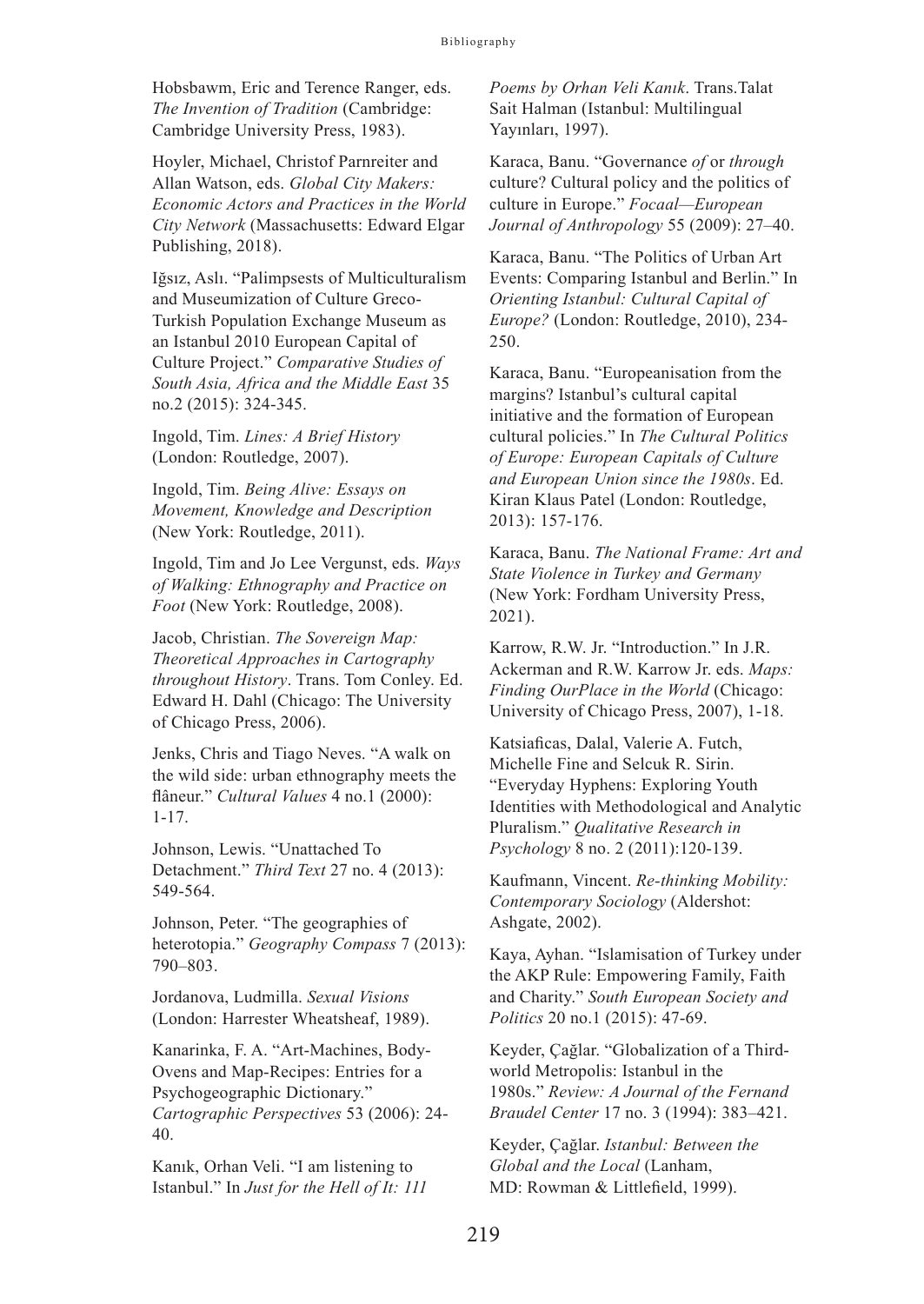Hobsbawm, Eric and Terence Ranger, eds. *The Invention of Tradition* (Cambridge: Cambridge University Press, 1983).

Hoyler, Michael, Christof Parnreiter and Allan Watson, eds. *Global City Makers: Economic Actors and Practices in the World City Network* (Massachusetts: Edward Elgar Publishing, 2018).

Iğsız, Aslı. "Palimpsests of Multiculturalism and Museumization of Culture Greco-Turkish Population Exchange Museum as an Istanbul 2010 European Capital of Culture Project." *Comparative Studies of South Asia, Africa and the Middle East* 35 no.2 (2015): 324-345.

Ingold, Tim. *Lines: A Brief History* (London: Routledge, 2007).

Ingold, Tim. *Being Alive: Essays on Movement, Knowledge and Description* (New York: Routledge, 2011).

Ingold, Tim and Jo Lee Vergunst, eds. *Ways of Walking: Ethnography and Practice on Foot* (New York: Routledge, 2008).

Jacob, Christian. *The Sovereign Map: Theoretical Approaches in Cartography throughout History*. Trans. Tom Conley. Ed. Edward H. Dahl (Chicago: The University of Chicago Press, 2006).

Jenks, Chris and Tiago Neves. "A walk on the wild side: urban ethnography meets the flâneur." *Cultural Values* 4 no.1 (2000): 1-17.

Johnson, Lewis. "Unattached To Detachment." *Third Text* 27 no. 4 (2013): 549-564.

Johnson, Peter. "The geographies of heterotopia." *Geography Compass* 7 (2013): 790–803.

Jordanova, Ludmilla. *Sexual Visions* (London: Harrester Wheatsheaf, 1989).

Kanarinka, F. A. "Art-Machines, Body-Ovens and Map-Recipes: Entries for a Psychogeographic Dictionary." *Cartographic Perspectives* 53 (2006): 24-40.

Kanık, Orhan Veli. "I am listening to Istanbul." In *Just for the Hell of It: 111 Poems by Orhan Veli Kanık*. Trans.Talat Sait Halman (Istanbul: Multilingual Yayınları, 1997).

Karaca, Banu. "Governance *of* or *through* culture? Cultural policy and the politics of culture in Europe." *Focaal—European Journal of Anthropology* 55 (2009): 27–40.

Karaca, Banu. "The Politics of Urban Art Events: Comparing Istanbul and Berlin." In *Orienting Istanbul: Cultural Capital of Europe?* (London: Routledge, 2010), 234-250.

Karaca, Banu. "Europeanisation from the margins? Istanbul's cultural capital initiative and the formation of European cultural policies." In *The Cultural Politics of Europe: European Capitals of Culture and European Union since the 1980s*. Ed. Kiran Klaus Patel (London: Routledge, 2013): 157-176.

Karaca, Banu. *The National Frame: Art and State Violence in Turkey and Germany* (New York: Fordham University Press, 2021).

Karrow, R.W. Jr. "Introduction." In J.R. Ackerman and R.W. Karrow Jr. eds. *Maps: Finding OurPlace in the World* (Chicago: University of Chicago Press, 2007), 1-18.

Katsiaficas, Dalal, Valerie A. Futch, Michelle Fine and Selcuk R. Sirin. "Everyday Hyphens: Exploring Youth Identities with Methodological and Analytic Pluralism." *Qualitative Research in Psychology* 8 no. 2 (2011):120-139.

Kaufmann, Vincent. *Re-thinking Mobility: Contemporary Sociology* (Aldershot: Ashgate, 2002).

Kaya, Ayhan. "Islamisation of Turkey under the AKP Rule: Empowering Family, Faith and Charity." *South European Society and Politics* 20 no.1 (2015): 47-69.

Keyder, Çağlar. "Globalization of a Third-world Metropolis: Istanbul in the 1980s." *Review: A Journal of the Fernand Braudel Center* 17 no. 3 (1994): 383–421.

Keyder, Çağlar. *Istanbul: Between the Global and the Local* (Lanham, MD: Rowman & Littlefield, 1999).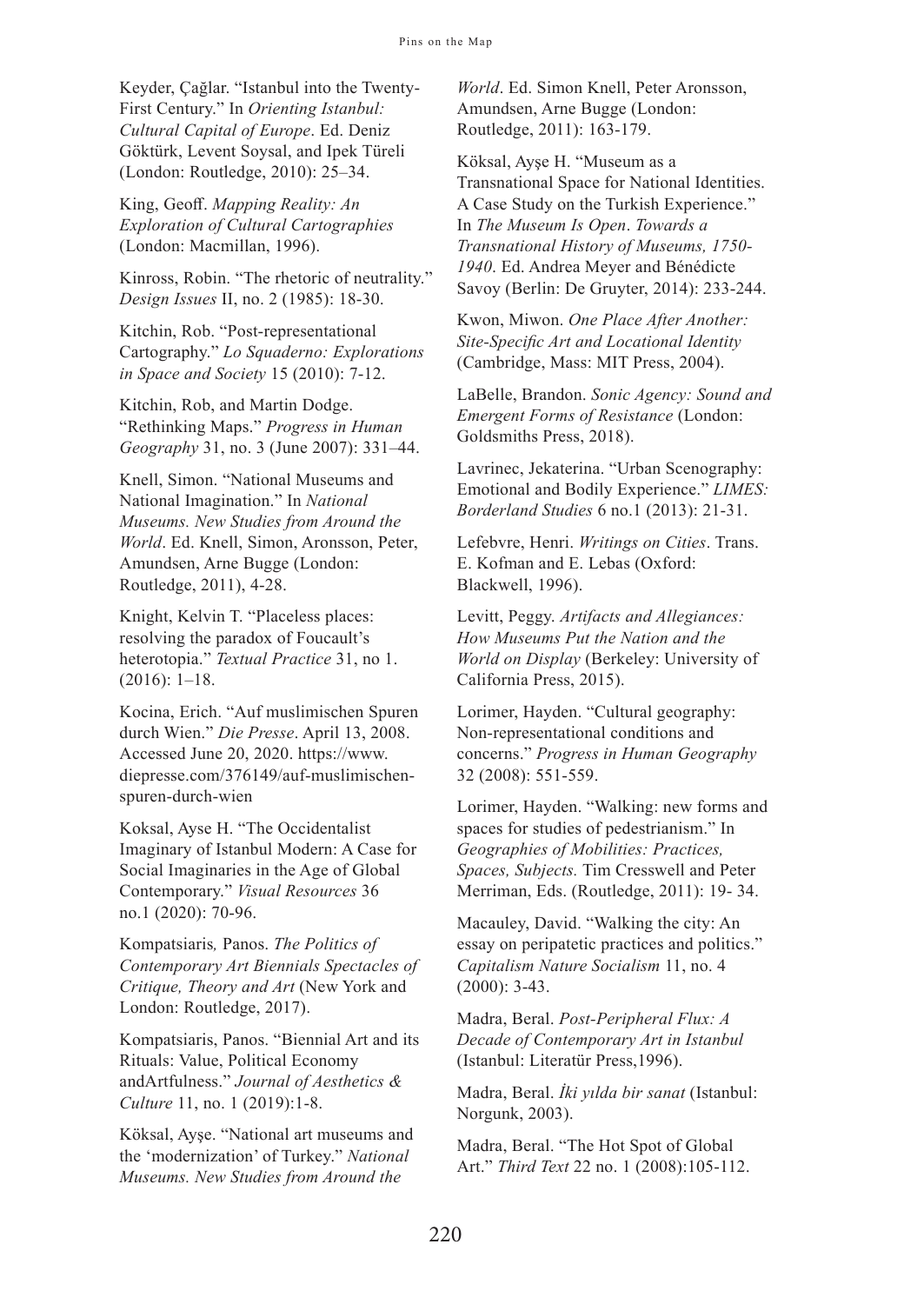Keyder, Çağlar. "Istanbul into the Twenty-First Century." In *Orienting Istanbul: Cultural Capital of Europe*. Ed. Deniz Göktürk, Levent Soysal, and Ipek Türeli (London: Routledge, 2010): 25–34.

King, Geoff. *Mapping Reality: An Exploration of Cultural Cartographies* (London: Macmillan, 1996).

Kinross, Robin. "The rhetoric of neutrality." *Design Issues* II, no. 2 (1985): 18-30.

Kitchin, Rob. "Post-representational Cartography." *Lo Squaderno: Explorations in Space and Society* 15 (2010): 7-12.

Kitchin, Rob, and Martin Dodge. "Rethinking Maps." *Progress in Human Geography* 31, no. 3 (June 2007): 331–44.

Knell, Simon. "National Museums and National Imagination." In *National Museums. New Studies from Around the World*. Ed. Knell, Simon, Aronsson, Peter, Amundsen, Arne Bugge (London: Routledge, 2011), 4-28.

Knight, Kelvin T. "Placeless places: resolving the paradox of Foucault's heterotopia." *Textual Practice* 31, no 1. (2016): 1–18.

Kocina, Erich. "Auf muslimischen Spuren durch Wien." *Die Presse*. April 13, 2008. Accessed June 20, 2020. https://www.diepresse.com/376149/auf-muslimischen-spuren-durch-wien

Koksal, Ayse H. "The Occidentalist Imaginary of Istanbul Modern: A Case for Social Imaginaries in the Age of Global Contemporary." *Visual Resources* 36 no.1 (2020): 70-96.

Kompatsiaris*,* Panos. *The Politics of Contemporary Art Biennials Spectacles of Critique, Theory and Art* (New York and London: Routledge, 2017).

Kompatsiaris, Panos. "Biennial Art and its Rituals: Value, Political Economy andArtfulness." *Journal of Aesthetics & Culture* 11, no. 1 (2019):1-8.

Köksal, Ayşe. "National art museums and the 'modernization' of Turkey." *National Museums. New Studies from Around the World*. Ed. Simon Knell, Peter Aronsson, Amundsen, Arne Bugge (London: Routledge, 2011): 163-179.

Köksal, Ayşe H. "Museum as a Transnational Space for National Identities. A Case Study on the Turkish Experience." In *The Museum Is Open*. *Towards a Transnational History of Museums, 1750-1940*. Ed. Andrea Meyer and Bénédicte Savoy (Berlin: De Gruyter, 2014): 233-244.

Kwon, Miwon. *One Place After Another: Site-Specific Art and Locational Identity* (Cambridge, Mass: MIT Press, 2004).

LaBelle, Brandon. *Sonic Agency: Sound and Emergent Forms of Resistance* (London: Goldsmiths Press, 2018).

Lavrinec, Jekaterina. "Urban Scenography: Emotional and Bodily Experience." *LIMES: Borderland Studies* 6 no.1 (2013): 21-31.

Lefebvre, Henri. *Writings on Cities*. Trans. E. Kofman and E. Lebas (Oxford: Blackwell, 1996).

Levitt, Peggy. *Artifacts and Allegiances: How Museums Put the Nation and the World on Display* (Berkeley: University of California Press, 2015).

Lorimer, Hayden. "Cultural geography: Non-representational conditions and concerns." *Progress in Human Geography* 32 (2008): 551-559.

Lorimer, Hayden. "Walking: new forms and spaces for studies of pedestrianism." In *Geographies of Mobilities: Practices, Spaces, Subjects.* Tim Cresswell and Peter Merriman, Eds. (Routledge, 2011): 19- 34.

Macauley, David. "Walking the city: An essay on peripatetic practices and politics." *Capitalism Nature Socialism* 11, no. 4 (2000): 3-43.

Madra, Beral. *Post-Peripheral Flux: A Decade of Contemporary Art in Istanbul* (Istanbul: Literatür Press,1996).

Madra, Beral. *İki yılda bir sanat* (Istanbul: Norgunk, 2003).

Madra, Beral. "The Hot Spot of Global Art." *Third Text* 22 no. 1 (2008):105-112.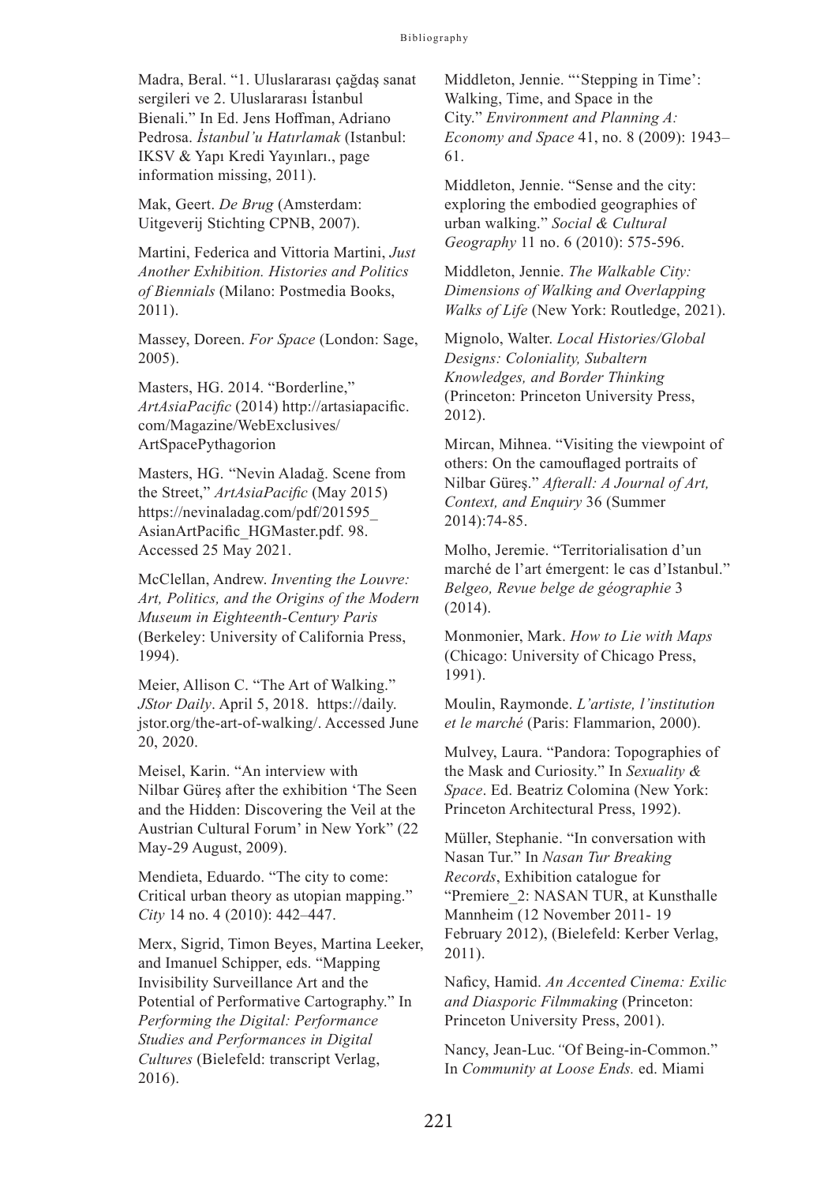Madra, Beral. "1. Uluslararası çağdaş sanat sergileri ve 2. Uluslararası İstanbul Bienali." In Ed. Jens Hoffman, Adriano Pedrosa. *İstanbul'u Hatırlamak* (Istanbul: IKSV & Yapı Kredi Yayınları., page information missing, 2011).

Mak, Geert. *De Brug* (Amsterdam: Uitgeverij Stichting CPNB, 2007).

Martini, Federica and Vittoria Martini, *Just Another Exhibition. Histories and Politics of Biennials* (Milano: Postmedia Books, 2011).

Massey, Doreen. *For Space* (London: Sage, 2005).

Masters, HG. 2014. "Borderline," *ArtAsiaPacific* (2014) http://artasiapacific.com/Magazine/WebExclusives/ArtSpacePythagorion

Masters, HG. "Nevin Aladağ. Scene from the Street," *ArtAsiaPacific* (May 2015) https://nevinaladag.com/pdf/201595_AsianArtPacific_HGMaster.pdf. 98. Accessed 25 May 2021.

McClellan, Andrew. *Inventing the Louvre: Art, Politics, and the Origins of the Modern Museum in Eighteenth-Century Paris* (Berkeley: University of California Press, 1994).

Meier, Allison C. "The Art of Walking." *JStor Daily*. April 5, 2018. https://daily.jstor.org/the-art-of-walking/. Accessed June 20, 2020.

Meisel, Karin. "An interview with Nilbar Güreş after the exhibition 'The Seen and the Hidden: Discovering the Veil at the Austrian Cultural Forum' in New York" (22 May-29 August, 2009).

Mendieta, Eduardo. "The city to come: Critical urban theory as utopian mapping." *City* 14 no. 4 (2010): 442–447.

Merx, Sigrid, Timon Beyes, Martina Leeker, and Imanuel Schipper, eds. "Mapping Invisibility Surveillance Art and the Potential of Performative Cartography." In *Performing the Digital: Performance Studies and Performances in Digital Cultures* (Bielefeld: transcript Verlag, 2016).

Middleton, Jennie. "'Stepping in Time': Walking, Time, and Space in the City." *Environment and Planning A: Economy and Space* 41, no. 8 (2009): 1943–61.

Middleton, Jennie. "Sense and the city: exploring the embodied geographies of urban walking." *Social & Cultural Geography* 11 no. 6 (2010): 575-596.

Middleton, Jennie. *The Walkable City: Dimensions of Walking and Overlapping Walks of Life* (New York: Routledge, 2021).

Mignolo, Walter. *Local Histories/Global Designs: Coloniality, Subaltern Knowledges, and Border Thinking* (Princeton: Princeton University Press, 2012).

Mircan, Mihnea. "Visiting the viewpoint of others: On the camouflaged portraits of Nilbar Güreş." *Afterall: A Journal of Art, Context, and Enquiry* 36 (Summer 2014):74-85.

Molho, Jeremie. "Territorialisation d'un marché de l'art émergent: le cas d'Istanbul." *Belgeo, Revue belge de géographie* 3 (2014).

Monmonier, Mark. *How to Lie with Maps* (Chicago: University of Chicago Press, 1991).

Moulin, Raymonde. *L'artiste, l'institution et le marché* (Paris: Flammarion, 2000).

Mulvey, Laura. "Pandora: Topographies of the Mask and Curiosity." In *Sexuality & Space*. Ed. Beatriz Colomina (New York: Princeton Architectural Press, 1992).

Müller, Stephanie. "In conversation with Nasan Tur." In *Nasan Tur Breaking Records*, Exhibition catalogue for "Premiere_2: NASAN TUR, at Kunsthalle Mannheim (12 November 2011- 19 February 2012), (Bielefeld: Kerber Verlag, 2011).

Naficy, Hamid. *An Accented Cinema: Exilic and Diasporic Filmmaking* (Princeton: Princeton University Press, 2001).

Nancy, Jean-Luc. "Of Being-in-Common." In *Community at Loose Ends.* ed. Miami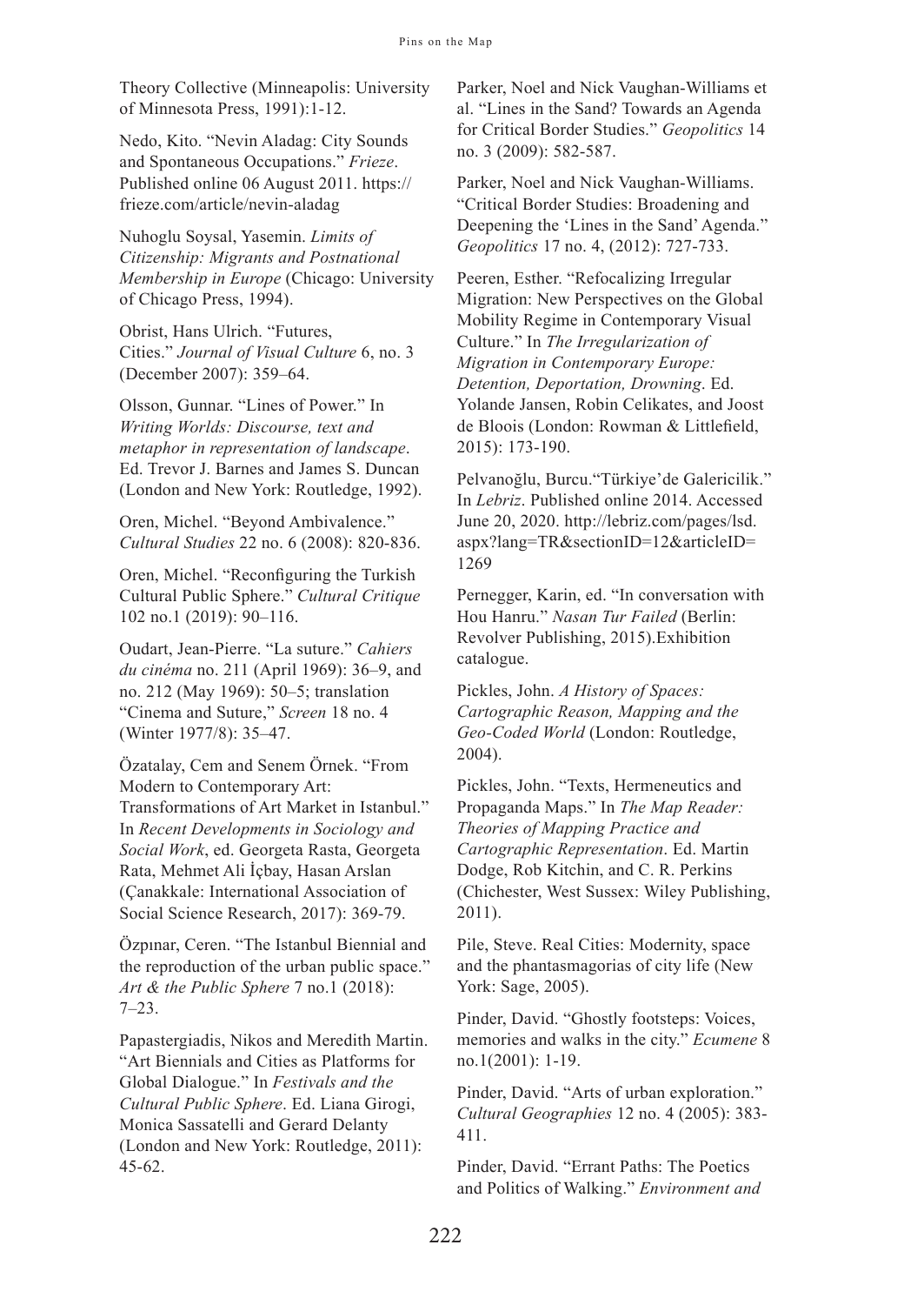Theory Collective (Minneapolis: University of Minnesota Press, 1991):1-12.

Nedo, Kito. "Nevin Aladag: City Sounds and Spontaneous Occupations." *Frieze*. Published online 06 August 2011. https://frieze.com/article/nevin-aladag

Nuhoglu Soysal, Yasemin. *Limits of Citizenship: Migrants and Postnational Membership in Europe* (Chicago: University of Chicago Press, 1994).

Obrist, Hans Ulrich. "Futures, Cities." *Journal of Visual Culture* 6, no. 3 (December 2007): 359–64.

Olsson, Gunnar. "Lines of Power." In *Writing Worlds: Discourse, text and metaphor in representation of landscape*. Ed. Trevor J. Barnes and James S. Duncan (London and New York: Routledge, 1992).

Oren, Michel. "Beyond Ambivalence." *Cultural Studies* 22 no. 6 (2008): 820-836.

Oren, Michel. "Reconfiguring the Turkish Cultural Public Sphere." *Cultural Critique* 102 no.1 (2019): 90–116.

Oudart, Jean-Pierre. "La suture." *Cahiers du cinéma* no. 211 (April 1969): 36–9, and no. 212 (May 1969): 50–5; translation "Cinema and Suture," *Screen* 18 no. 4 (Winter 1977/8): 35–47.

Özatalay, Cem and Senem Örnek. "From Modern to Contemporary Art: Transformations of Art Market in Istanbul." In *Recent Developments in Sociology and Social Work*, ed. Georgeta Rasta, Georgeta Rata, Mehmet Ali İçbay, Hasan Arslan (Çanakkale: International Association of Social Science Research, 2017): 369-79.

Özpınar, Ceren. "The Istanbul Biennial and the reproduction of the urban public space." *Art & the Public Sphere* 7 no.1 (2018): 7–23.

Papastergiadis, Nikos and Meredith Martin. "Art Biennials and Cities as Platforms for Global Dialogue." In *Festivals and the Cultural Public Sphere*. Ed. Liana Girogi, Monica Sassatelli and Gerard Delanty (London and New York: Routledge, 2011): 45-62.

Parker, Noel and Nick Vaughan-Williams et al. "Lines in the Sand? Towards an Agenda for Critical Border Studies." *Geopolitics* 14 no. 3 (2009): 582-587.

Parker, Noel and Nick Vaughan-Williams. "Critical Border Studies: Broadening and Deepening the 'Lines in the Sand' Agenda." *Geopolitics* 17 no. 4, (2012): 727-733.

Peeren, Esther. "Refocalizing Irregular Migration: New Perspectives on the Global Mobility Regime in Contemporary Visual Culture." In *The Irregularization of Migration in Contemporary Europe: Detention, Deportation, Drowning*. Ed. Yolande Jansen, Robin Celikates, and Joost de Bloois (London: Rowman & Littlefield, 2015): 173-190.

Pelvanoğlu, Burcu."Türkiye'de Galericilik." In *Lebriz*. Published online 2014. Accessed June 20, 2020. http://lebriz.com/pages/lsd.aspx?lang=TR&sectionID=12&articleID=1269

Pernegger, Karin, ed. "In conversation with Hou Hanru." *Nasan Tur Failed* (Berlin: Revolver Publishing, 2015).Exhibition catalogue.

Pickles, John. *A History of Spaces: Cartographic Reason, Mapping and the Geo-Coded World* (London: Routledge, 2004).

Pickles, John. "Texts, Hermeneutics and Propaganda Maps." In *The Map Reader: Theories of Mapping Practice and Cartographic Representation*. Ed. Martin Dodge, Rob Kitchin, and C. R. Perkins (Chichester, West Sussex: Wiley Publishing, 2011).

Pile, Steve. Real Cities: Modernity, space and the phantasmagorias of city life (New York: Sage, 2005).

Pinder, David. "Ghostly footsteps: Voices, memories and walks in the city." *Ecumene* 8 no.1(2001): 1-19.

Pinder, David. "Arts of urban exploration." *Cultural Geographies* 12 no. 4 (2005): 383-411.

Pinder, David. "Errant Paths: The Poetics and Politics of Walking." *Environment and*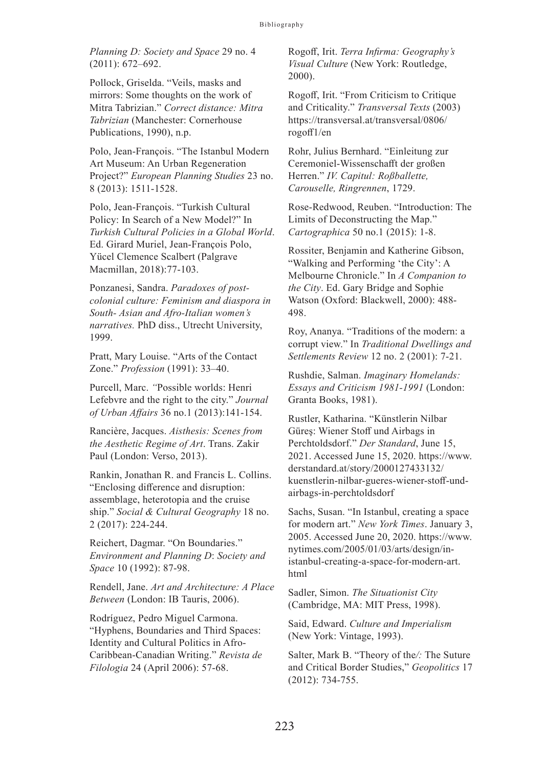*Planning D: Society and Space* 29 no. 4 (2011): 672–692.

Pollock, Griselda. "Veils, masks and mirrors: Some thoughts on the work of Mitra Tabrizian." *Correct distance: Mitra Tabrizian* (Manchester: Cornerhouse Publications, 1990), n.p.

Polo, Jean-François. "The Istanbul Modern Art Museum: An Urban Regeneration Project?" *European Planning Studies* 23 no. 8 (2013): 1511-1528.

Polo, Jean-François. "Turkish Cultural Policy: In Search of a New Model?" In *Turkish Cultural Policies in a Global World*. Ed. Girard Muriel, Jean-François Polo, Yücel Clemence Scalbert (Palgrave Macmillan, 2018):77-103.

Ponzanesi, Sandra. *Paradoxes of post-colonial culture: Feminism and diaspora in South- Asian and Afro-Italian women's narratives.* PhD diss., Utrecht University, 1999.

Pratt, Mary Louise. "Arts of the Contact Zone." *Profession* (1991): 33–40.

Purcell, Marc. *"*Possible worlds: Henri Lefebvre and the right to the city." *Journal of Urban Affairs* 36 no.1 (2013):141-154.

Rancière, Jacques. *Aisthesis: Scenes from the Aesthetic Regime of Art*. Trans. Zakir Paul (London: Verso, 2013).

Rankin, Jonathan R. and Francis L. Collins. "Enclosing difference and disruption: assemblage, heterotopia and the cruise ship." *Social & Cultural Geography* 18 no. 2 (2017): 224-244.

Reichert, Dagmar. "On Boundaries." *Environment and Planning D*: *Society and Space* 10 (1992): 87-98.

Rendell, Jane. *Art and Architecture: A Place Between* (London: IB Tauris, 2006).

Rodríguez, Pedro Miguel Carmona. "Hyphens, Boundaries and Third Spaces: Identity and Cultural Politics in Afro-Caribbean-Canadian Writing." *Revista de Filologia* 24 (April 2006): 57-68.

Rogoff, Irit. *Terra Infirma: Geography's Visual Culture* (New York: Routledge, 2000).

Rogoff, Irit. "From Criticism to Critique and Criticality." *Transversal Texts* (2003) https://transversal.at/transversal/0806/rogoff1/en

Rohr, Julius Bernhard. "Einleitung zur Ceremoniel-Wissenschafft der großen Herren." *IV. Capitul: Roßballette, Carouselle, Ringrennen*, 1729.

Rose-Redwood, Reuben. "Introduction: The Limits of Deconstructing the Map." *Cartographica* 50 no.1 (2015): 1-8.

Rossiter, Benjamin and Katherine Gibson, "Walking and Performing 'the City': A Melbourne Chronicle." In *A Companion to the City*. Ed. Gary Bridge and Sophie Watson (Oxford: Blackwell, 2000): 488-498.

Roy, Ananya. "Traditions of the modern: a corrupt view." In *Traditional Dwellings and Settlements Review* 12 no. 2 (2001): 7-21.

Rushdie, Salman. *Imaginary Homelands: Essays and Criticism 1981-1991* (London: Granta Books, 1981).

Rustler, Katharina. "Künstlerin Nilbar Güreş: Wiener Stoff und Airbags in Perchtoldsdorf." *Der Standard*, June 15, 2021. Accessed June 15, 2020. https://www.derstandard.at/story/2000127433132/kuenstlerin-nilbar-gueres-wiener-stoff-und-airbags-in-perchtoldsdorf

Sachs, Susan. "In Istanbul, creating a space for modern art." *New York Times*. January 3, 2005. Accessed June 20, 2020. https://www.nytimes.com/2005/01/03/arts/design/in-istanbul-creating-a-space-for-modern-art.html

Sadler, Simon. *The Situationist City* (Cambridge, MA: MIT Press, 1998).

Said, Edward. *Culture and Imperialism* (New York: Vintage, 1993).

Salter, Mark B. "Theory of the*/:* The Suture and Critical Border Studies," *Geopolitics* 17 (2012): 734-755.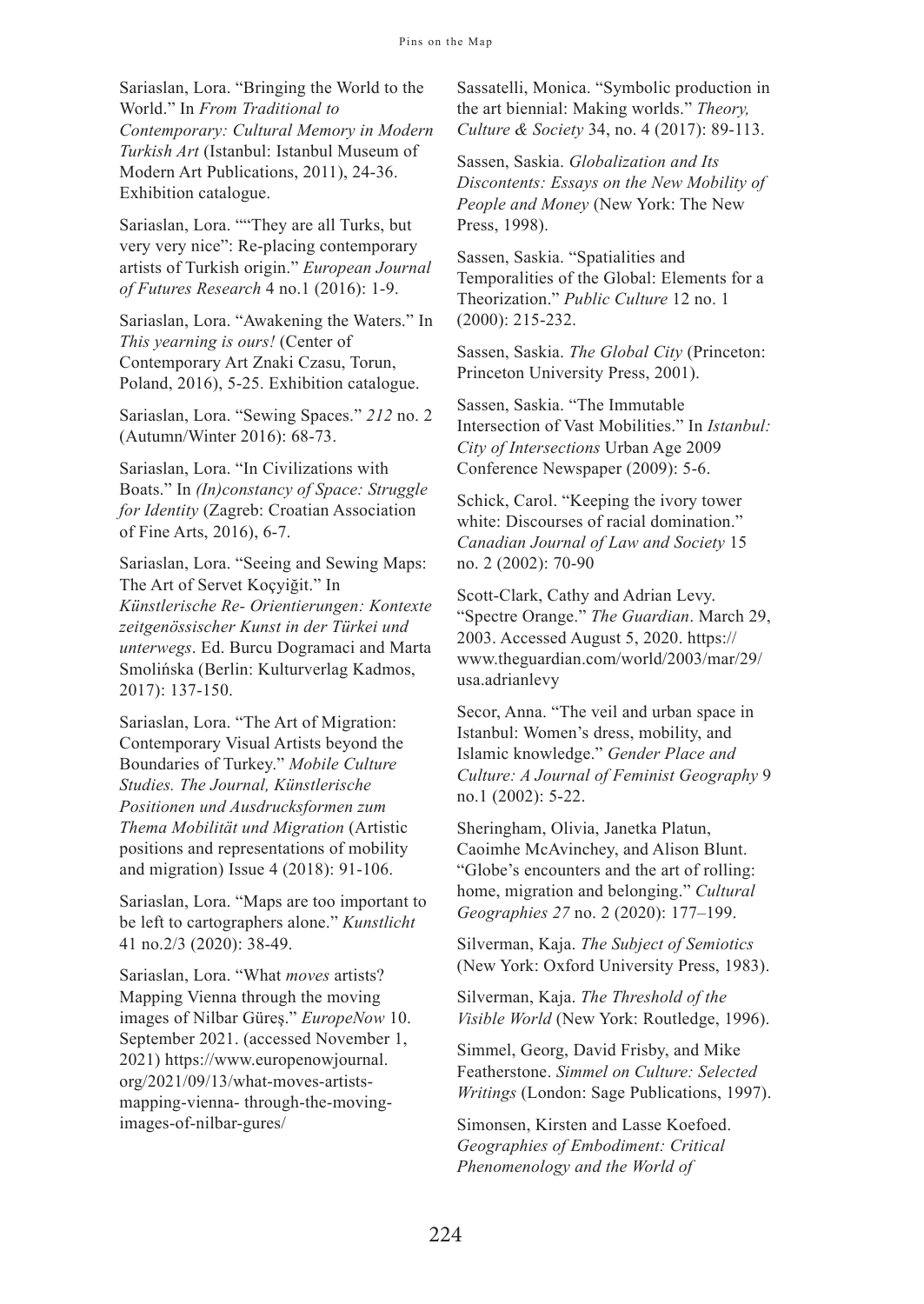Sariaslan, Lora. "Bringing the World to the World." In *From Traditional to Contemporary: Cultural Memory in Modern Turkish Art* (Istanbul: Istanbul Museum of Modern Art Publications, 2011), 24-36. Exhibition catalogue.

Sariaslan, Lora. ""They are all Turks, but very very nice": Re-placing contemporary artists of Turkish origin." *European Journal of Futures Research* 4 no.1 (2016): 1-9.

Sariaslan, Lora. "Awakening the Waters." In *This yearning is ours!* (Center of Contemporary Art Znaki Czasu, Torun, Poland, 2016), 5-25. Exhibition catalogue.

Sariaslan, Lora. "Sewing Spaces." *212* no. 2 (Autumn/Winter 2016): 68-73.

Sariaslan, Lora. "In Civilizations with Boats." In *(In)constancy of Space: Struggle for Identity* (Zagreb: Croatian Association of Fine Arts, 2016), 6-7.

Sariaslan, Lora. "Seeing and Sewing Maps: The Art of Servet Koçyiğit." In *Künstlerische Re- Orientierungen: Kontexte zeitgenössischer Kunst in der Türkei und unterwegs*. Ed. Burcu Dogramaci and Marta Smolińska (Berlin: Kulturverlag Kadmos, 2017): 137-150.

Sariaslan, Lora. "The Art of Migration: Contemporary Visual Artists beyond the Boundaries of Turkey." *Mobile Culture Studies. The Journal, Künstlerische Positionen und Ausdrucksformen zum Thema Mobilität und Migration* (Artistic positions and representations of mobility and migration) Issue 4 (2018): 91-106.

Sariaslan, Lora. "Maps are too important to be left to cartographers alone." *Kunstlicht* 41 no.2/3 (2020): 38-49.

Sariaslan, Lora. "What *moves* artists? Mapping Vienna through the moving images of Nilbar Güreş." *EuropeNow* 10. September 2021. (accessed November 1, 2021) https://www.europenowjournal.org/2021/09/13/what-moves-artists-mapping-vienna- through-the-moving-images-of-nilbar-gures/

Sassatelli, Monica. "Symbolic production in the art biennial: Making worlds." *Theory, Culture & Society* 34, no. 4 (2017): 89-113.

Sassen, Saskia. *Globalization and Its Discontents: Essays on the New Mobility of People and Money* (New York: The New Press, 1998).

Sassen, Saskia. "Spatialities and Temporalities of the Global: Elements for a Theorization." *Public Culture* 12 no. 1 (2000): 215-232.

Sassen, Saskia. *The Global City* (Princeton: Princeton University Press, 2001).

Sassen, Saskia. "The Immutable Intersection of Vast Mobilities." In *Istanbul: City of Intersections* Urban Age 2009 Conference Newspaper (2009): 5-6.

Schick, Carol. "Keeping the ivory tower white: Discourses of racial domination." *Canadian Journal of Law and Society* 15 no. 2 (2002): 70-90

Scott-Clark, Cathy and Adrian Levy. "Spectre Orange." *The Guardian*. March 29, 2003. Accessed August 5, 2020. https://www.theguardian.com/world/2003/mar/29/usa.adrianlevy

Secor, Anna. "The veil and urban space in Istanbul: Women's dress, mobility, and Islamic knowledge." *Gender Place and Culture: A Journal of Feminist Geography* 9 no.1 (2002): 5-22.

Sheringham, Olivia, Janetka Platun, Caoimhe McAvinchey, and Alison Blunt. "Globe's encounters and the art of rolling: home, migration and belonging." *Cultural Geographies 27* no. 2 (2020): 177–199.

Silverman, Kaja. *The Subject of Semiotics* (New York: Oxford University Press, 1983).

Silverman, Kaja. *The Threshold of the Visible World* (New York: Routledge, 1996).

Simmel, Georg, David Frisby, and Mike Featherstone. *Simmel on Culture: Selected Writings* (London: Sage Publications, 1997).

Simonsen, Kirsten and Lasse Koefoed. *Geographies of Embodiment: Critical Phenomenology and the World of*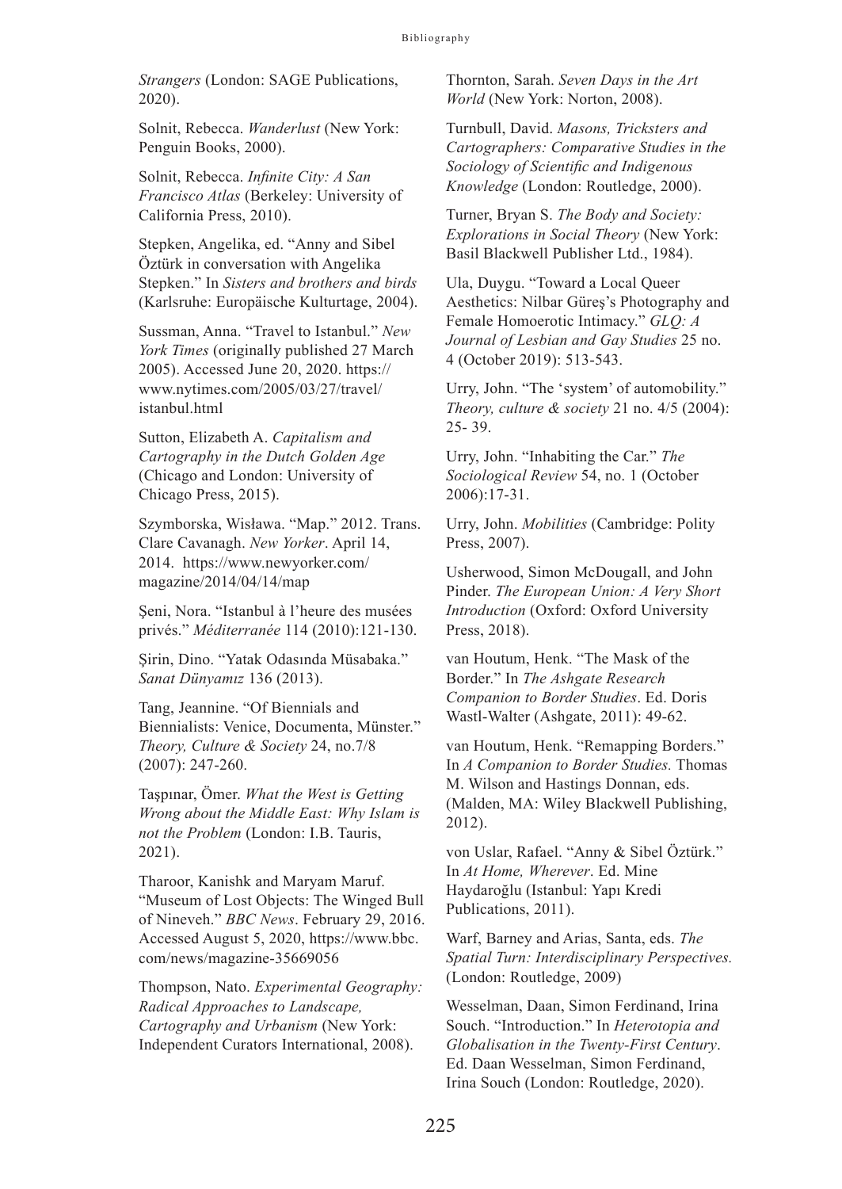*Strangers* (London: SAGE Publications, 2020).

Solnit, Rebecca. *Wanderlust* (New York: Penguin Books, 2000).

Solnit, Rebecca. *Infinite City: A San Francisco Atlas* (Berkeley: University of California Press, 2010).

Stepken, Angelika, ed. "Anny and Sibel Öztürk in conversation with Angelika Stepken." In *Sisters and brothers and birds* (Karlsruhe: Europäische Kulturtage, 2004).

Sussman, Anna. "Travel to Istanbul." *New York Times* (originally published 27 March 2005). Accessed June 20, 2020. https://www.nytimes.com/2005/03/27/travel/istanbul.html

Sutton, Elizabeth A. *Capitalism and Cartography in the Dutch Golden Age* (Chicago and London: University of Chicago Press, 2015).

Szymborska, Wisława. "Map." 2012. Trans. Clare Cavanagh. *New Yorker*. April 14, 2014. https://www.newyorker.com/magazine/2014/04/14/map

Şeni, Nora. "Istanbul à l'heure des musées privés." *Méditerranée* 114 (2010):121-130.

Şirin, Dino. "Yatak Odasında Müsabaka." *Sanat Dünyamız* 136 (2013).

Tang, Jeannine. "Of Biennials and Biennialists: Venice, Documenta, Münster." *Theory, Culture & Society* 24, no.7/8 (2007): 247-260.

Taşpınar, Ömer. *What the West is Getting Wrong about the Middle East: Why Islam is not the Problem* (London: I.B. Tauris, 2021).

Tharoor, Kanishk and Maryam Maruf. "Museum of Lost Objects: The Winged Bull of Nineveh." *BBC News*. February 29, 2016. Accessed August 5, 2020, https://www.bbc.com/news/magazine-35669056

Thompson, Nato. *Experimental Geography: Radical Approaches to Landscape, Cartography and Urbanism* (New York: Independent Curators International, 2008).

Thornton, Sarah. *Seven Days in the Art World* (New York: Norton, 2008).

Turnbull, David. *Masons, Tricksters and Cartographers: Comparative Studies in the Sociology of Scientific and Indigenous Knowledge* (London: Routledge, 2000).

Turner, Bryan S. *The Body and Society: Explorations in Social Theory* (New York: Basil Blackwell Publisher Ltd., 1984).

Ula, Duygu. "Toward a Local Queer Aesthetics: Nilbar Güreş's Photography and Female Homoerotic Intimacy." *GLQ: A Journal of Lesbian and Gay Studies* 25 no. 4 (October 2019): 513-543.

Urry, John. "The 'system' of automobility." *Theory, culture & society* 21 no. 4/5 (2004): 25- 39.

Urry, John. "Inhabiting the Car." *The Sociological Review* 54, no. 1 (October 2006):17-31.

Urry, John. *Mobilities* (Cambridge: Polity Press, 2007).

Usherwood, Simon McDougall, and John Pinder. *The European Union: A Very Short Introduction* (Oxford: Oxford University Press, 2018).

van Houtum, Henk. "The Mask of the Border." In *The Ashgate Research Companion to Border Studies*. Ed. Doris Wastl-Walter (Ashgate, 2011): 49-62.

van Houtum, Henk. "Remapping Borders." In *A Companion to Border Studies.* Thomas M. Wilson and Hastings Donnan, eds. (Malden, MA: Wiley Blackwell Publishing, 2012).

von Uslar, Rafael. "Anny & Sibel Öztürk." In *At Home, Wherever*. Ed. Mine Haydaroğlu (Istanbul: Yapı Kredi Publications, 2011).

Warf, Barney and Arias, Santa, eds. *The Spatial Turn: Interdisciplinary Perspectives.* (London: Routledge, 2009)

Wesselman, Daan, Simon Ferdinand, Irina Souch. "Introduction." In *Heterotopia and Globalisation in the Twenty-First Century*. Ed. Daan Wesselman, Simon Ferdinand, Irina Souch (London: Routledge, 2020).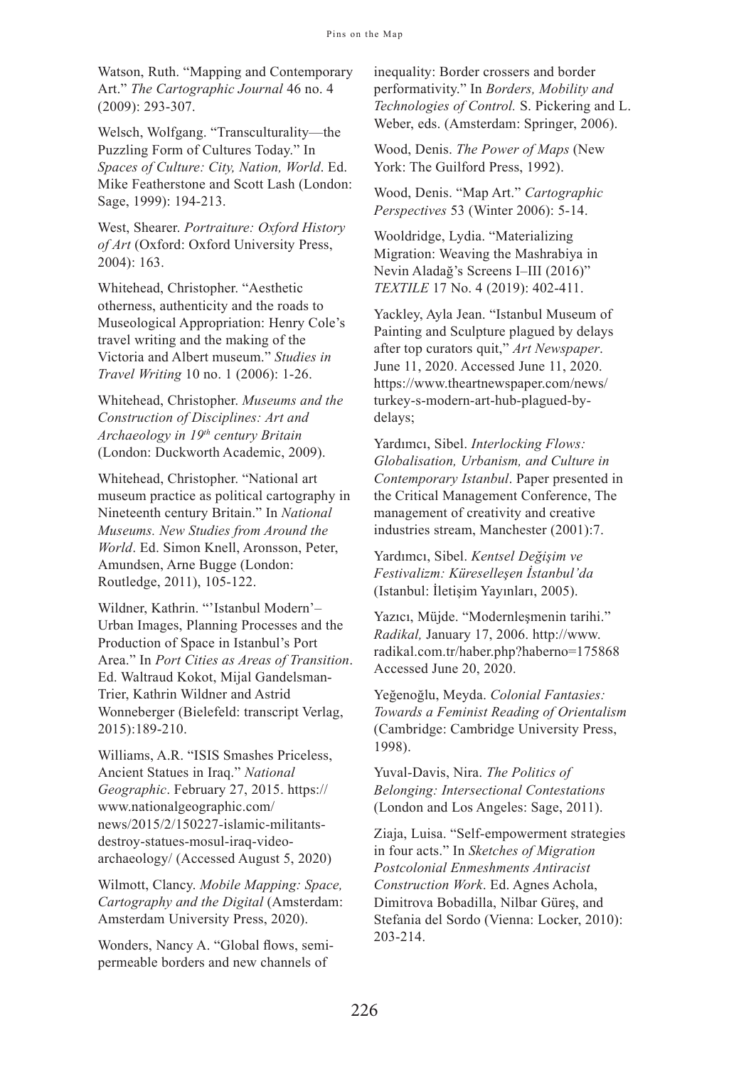Watson, Ruth. "Mapping and Contemporary Art." *The Cartographic Journal* 46 no. 4 (2009): 293-307.

Welsch, Wolfgang. "Transculturality—the Puzzling Form of Cultures Today." In *Spaces of Culture: City, Nation, World*. Ed. Mike Featherstone and Scott Lash (London: Sage, 1999): 194-213.

West, Shearer. *Portraiture: Oxford History of Art* (Oxford: Oxford University Press, 2004): 163.

Whitehead, Christopher. "Aesthetic otherness, authenticity and the roads to Museological Appropriation: Henry Cole's travel writing and the making of the Victoria and Albert museum." *Studies in Travel Writing* 10 no. 1 (2006): 1-26.

Whitehead, Christopher. *Museums and the Construction of Disciplines: Art and Archaeology in 19th century Britain* (London: Duckworth Academic, 2009).

Whitehead, Christopher. "National art museum practice as political cartography in Nineteenth century Britain." In *National Museums. New Studies from Around the World*. Ed. Simon Knell, Aronsson, Peter, Amundsen, Arne Bugge (London: Routledge, 2011), 105-122.

Wildner, Kathrin. "'Istanbul Modern'– Urban Images, Planning Processes and the Production of Space in Istanbul's Port Area." In *Port Cities as Areas of Transition*. Ed. Waltraud Kokot, Mijal Gandelsman-Trier, Kathrin Wildner and Astrid Wonneberger (Bielefeld: transcript Verlag, 2015):189-210.

Williams, A.R. "ISIS Smashes Priceless, Ancient Statues in Iraq." *National Geographic*. February 27, 2015. https://www.nationalgeographic.com/news/2015/2/150227-islamic-militants-destroy-statues-mosul-iraq-video-archaeology/ (Accessed August 5, 2020)

Wilmott, Clancy. *Mobile Mapping: Space, Cartography and the Digital* (Amsterdam: Amsterdam University Press, 2020).

Wonders, Nancy A. "Global flows, semi-permeable borders and new channels of inequality: Border crossers and border performativity." In *Borders, Mobility and Technologies of Control.* S. Pickering and L. Weber, eds. (Amsterdam: Springer, 2006).

Wood, Denis. *The Power of Maps* (New York: The Guilford Press, 1992).

Wood, Denis. "Map Art." *Cartographic Perspectives* 53 (Winter 2006): 5-14.

Wooldridge, Lydia. "Materializing Migration: Weaving the Mashrabiya in Nevin Aladağ's Screens I–III (2016)" *TEXTILE* 17 No. 4 (2019): 402-411.

Yackley, Ayla Jean. "Istanbul Museum of Painting and Sculpture plagued by delays after top curators quit," *Art Newspaper*. June 11, 2020. Accessed June 11, 2020. https://www.theartnewspaper.com/news/turkey-s-modern-art-hub-plagued-by-delays;

Yardımcı, Sibel. *Interlocking Flows: Globalisation, Urbanism, and Culture in Contemporary Istanbul*. Paper presented in the Critical Management Conference, The management of creativity and creative industries stream, Manchester (2001):7.

Yardımcı, Sibel. *Kentsel Değişim ve Festivalizm: Küreselleşen İstanbul'da* (Istanbul: İletişim Yayınları, 2005).

Yazıcı, Müjde. "Modernleşmenin tarihi." *Radikal,* January 17, 2006. http://www.radikal.com.tr/haber.php?haberno=175868 Accessed June 20, 2020.

Yeğenoğlu, Meyda. *Colonial Fantasies: Towards a Feminist Reading of Orientalism* (Cambridge: Cambridge University Press, 1998).

Yuval-Davis, Nira. *The Politics of Belonging: Intersectional Contestations* (London and Los Angeles: Sage, 2011).

Ziaja, Luisa. "Self-empowerment strategies in four acts." In *Sketches of Migration Postcolonial Enmeshments Antiracist Construction Work*. Ed. Agnes Achola, Dimitrova Bobadilla, Nilbar Güreş, and Stefania del Sordo (Vienna: Locker, 2010): 203-214.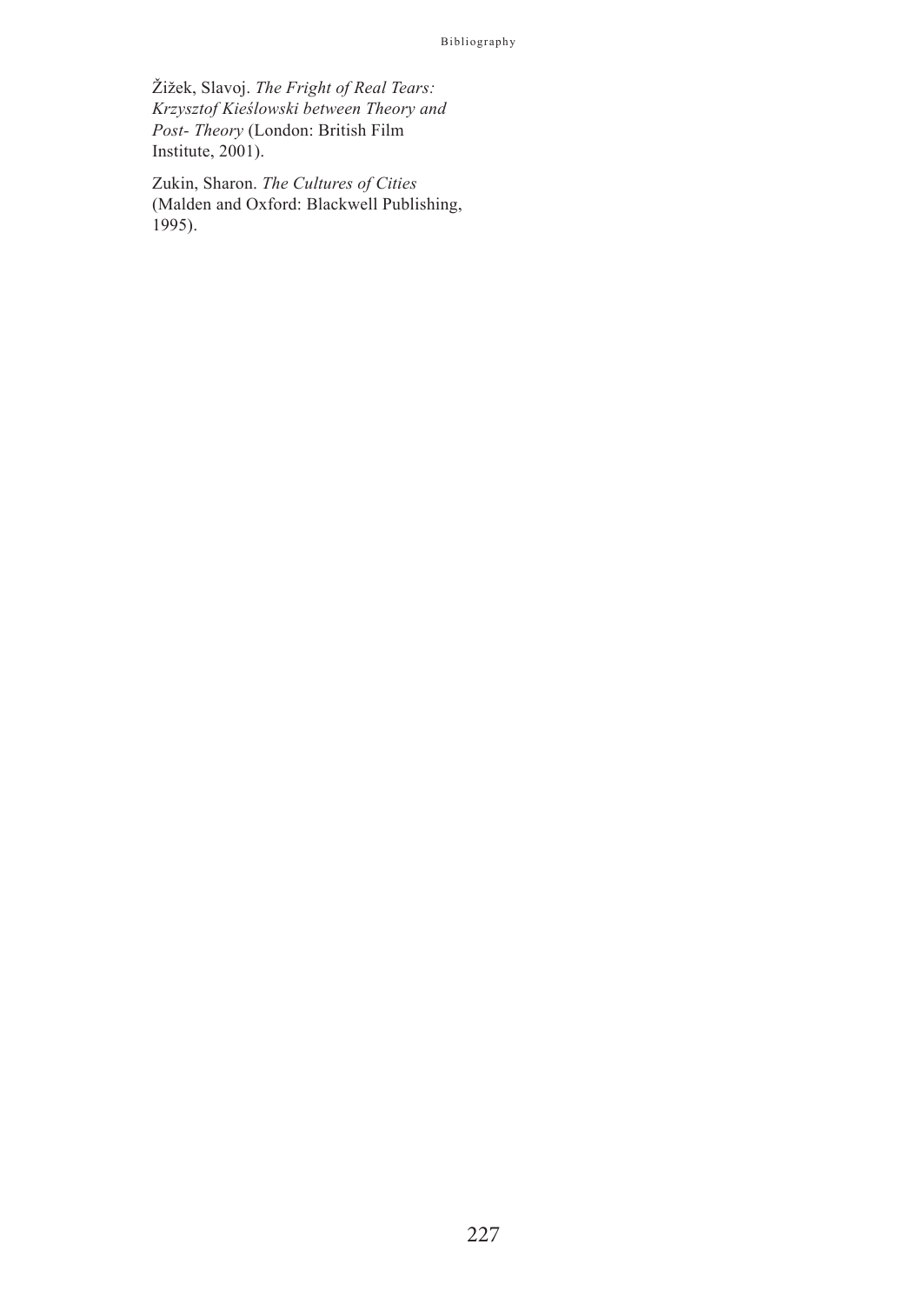Žižek, Slavoj. *The Fright of Real Tears: Krzysztof Kieślowski between Theory and Post- Theory* (London: British Film Institute, 2001).

Zukin, Sharon. *The Cultures of Cities* (Malden and Oxford: Blackwell Publishing, 1995).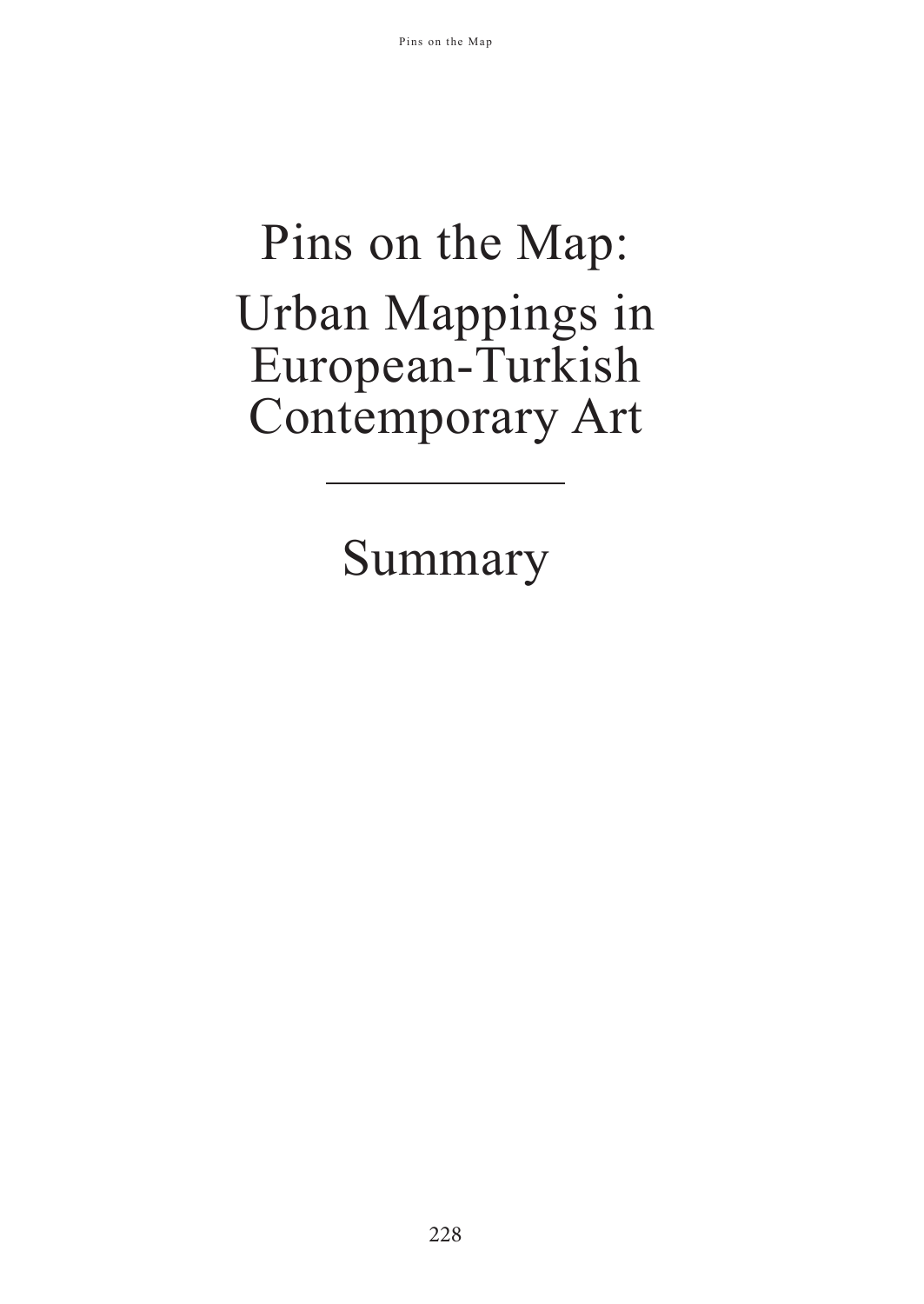# Pins on the Map: Urban Mappings in European-Turkish Contemporary Art

---

# Summary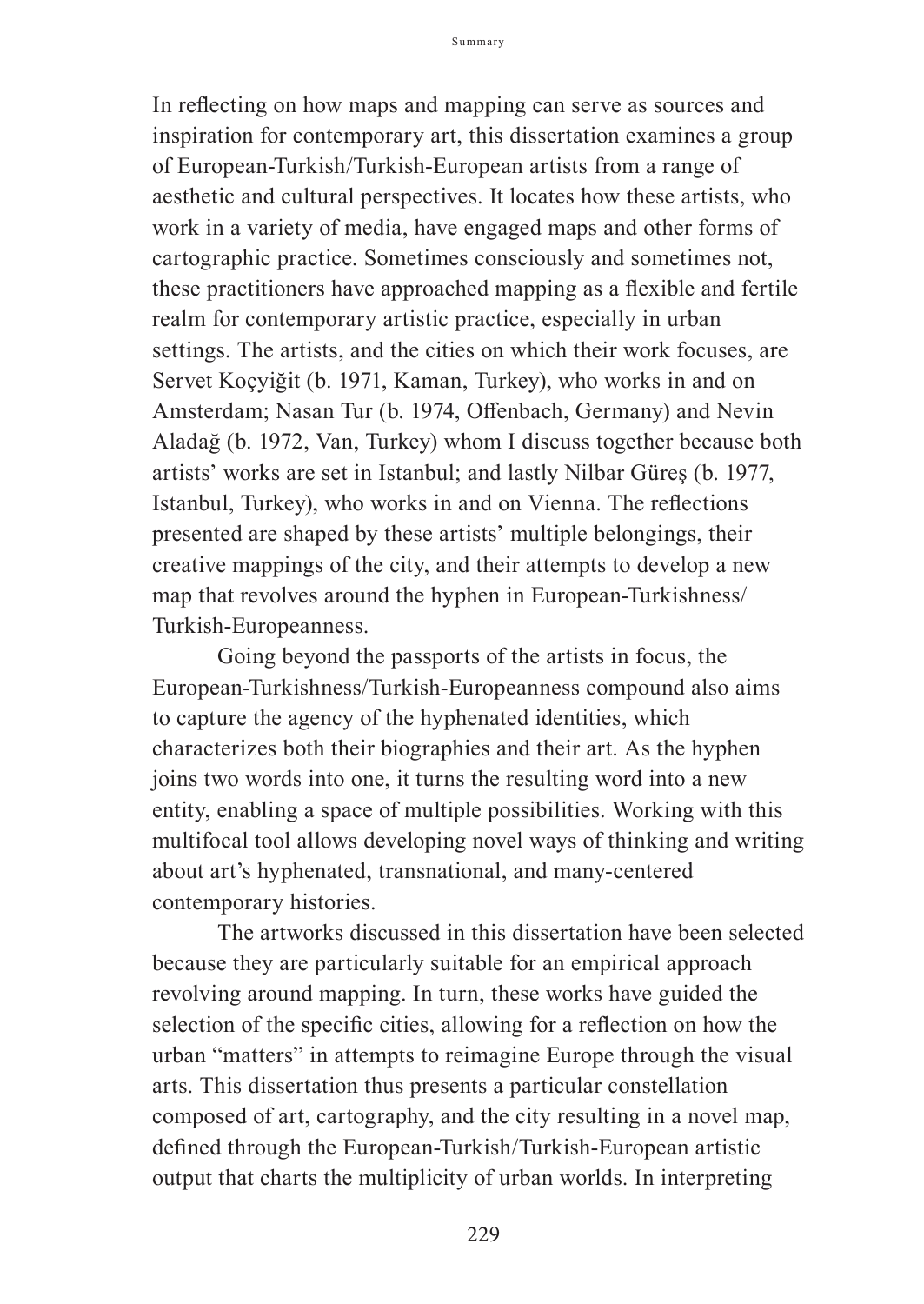In reflecting on how maps and mapping can serve as sources and inspiration for contemporary art, this dissertation examines a group of European-Turkish/Turkish-European artists from a range of aesthetic and cultural perspectives. It locates how these artists, who work in a variety of media, have engaged maps and other forms of cartographic practice. Sometimes consciously and sometimes not, these practitioners have approached mapping as a flexible and fertile realm for contemporary artistic practice, especially in urban settings. The artists, and the cities on which their work focuses, are Servet Koçyiğit (b. 1971, Kaman, Turkey), who works in and on Amsterdam; Nasan Tur (b. 1974, Offenbach, Germany) and Nevin Aladağ (b. 1972, Van, Turkey) whom I discuss together because both artists' works are set in Istanbul; and lastly Nilbar Güreş (b. 1977, Istanbul, Turkey), who works in and on Vienna. The reflections presented are shaped by these artists' multiple belongings, their creative mappings of the city, and their attempts to develop a new map that revolves around the hyphen in European-Turkishness/Turkish-Europeanness.

Going beyond the passports of the artists in focus, the European-Turkishness/Turkish-Europeanness compound also aims to capture the agency of the hyphenated identities, which characterizes both their biographies and their art. As the hyphen joins two words into one, it turns the resulting word into a new entity, enabling a space of multiple possibilities. Working with this multifocal tool allows developing novel ways of thinking and writing about art's hyphenated, transnational, and many-centered contemporary histories.

The artworks discussed in this dissertation have been selected because they are particularly suitable for an empirical approach revolving around mapping. In turn, these works have guided the selection of the specific cities, allowing for a reflection on how the urban "matters" in attempts to reimagine Europe through the visual arts. This dissertation thus presents a particular constellation composed of art, cartography, and the city resulting in a novel map, defined through the European-Turkish/Turkish-European artistic output that charts the multiplicity of urban worlds. In interpreting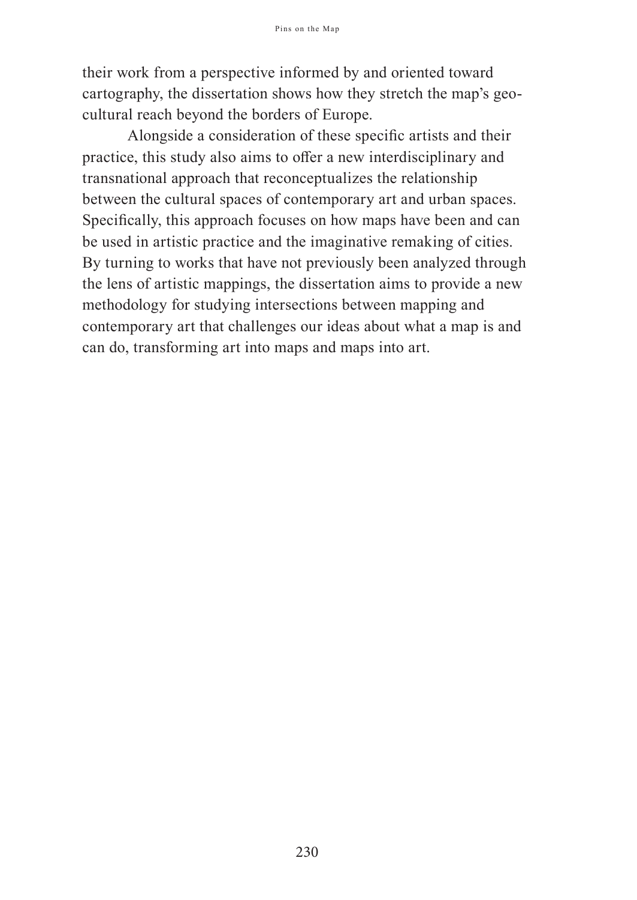their work from a perspective informed by and oriented toward cartography, the dissertation shows how they stretch the map's geo-cultural reach beyond the borders of Europe.

Alongside a consideration of these specific artists and their practice, this study also aims to offer a new interdisciplinary and transnational approach that reconceptualizes the relationship between the cultural spaces of contemporary art and urban spaces. Specifically, this approach focuses on how maps have been and can be used in artistic practice and the imaginative remaking of cities. By turning to works that have not previously been analyzed through the lens of artistic mappings, the dissertation aims to provide a new methodology for studying intersections between mapping and contemporary art that challenges our ideas about what a map is and can do, transforming art into maps and maps into art.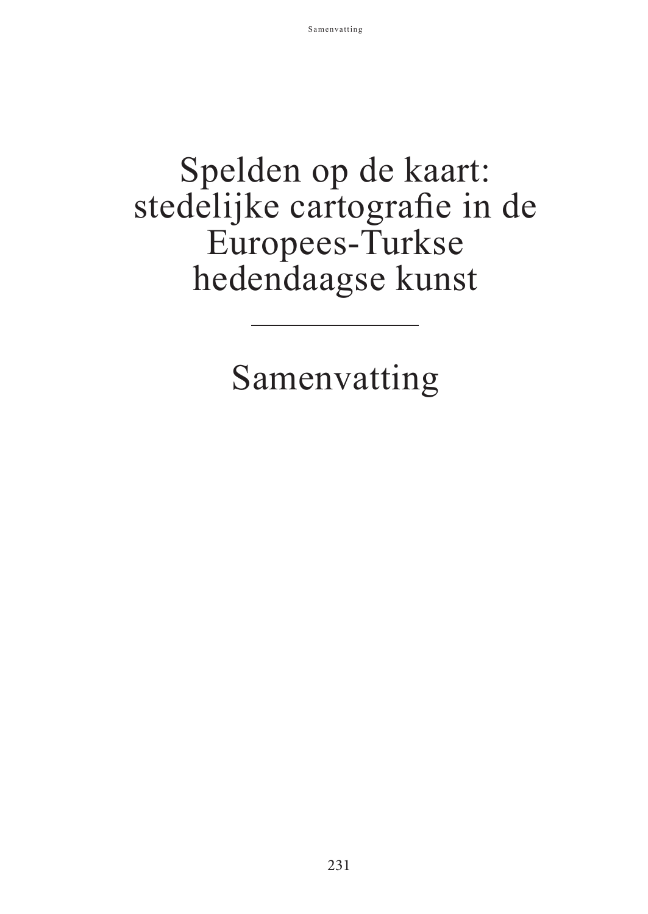# Spelden op de kaart: stedelijke cartografie in de Europees-Turkse hedendaagse kunst

---

# Samenvatting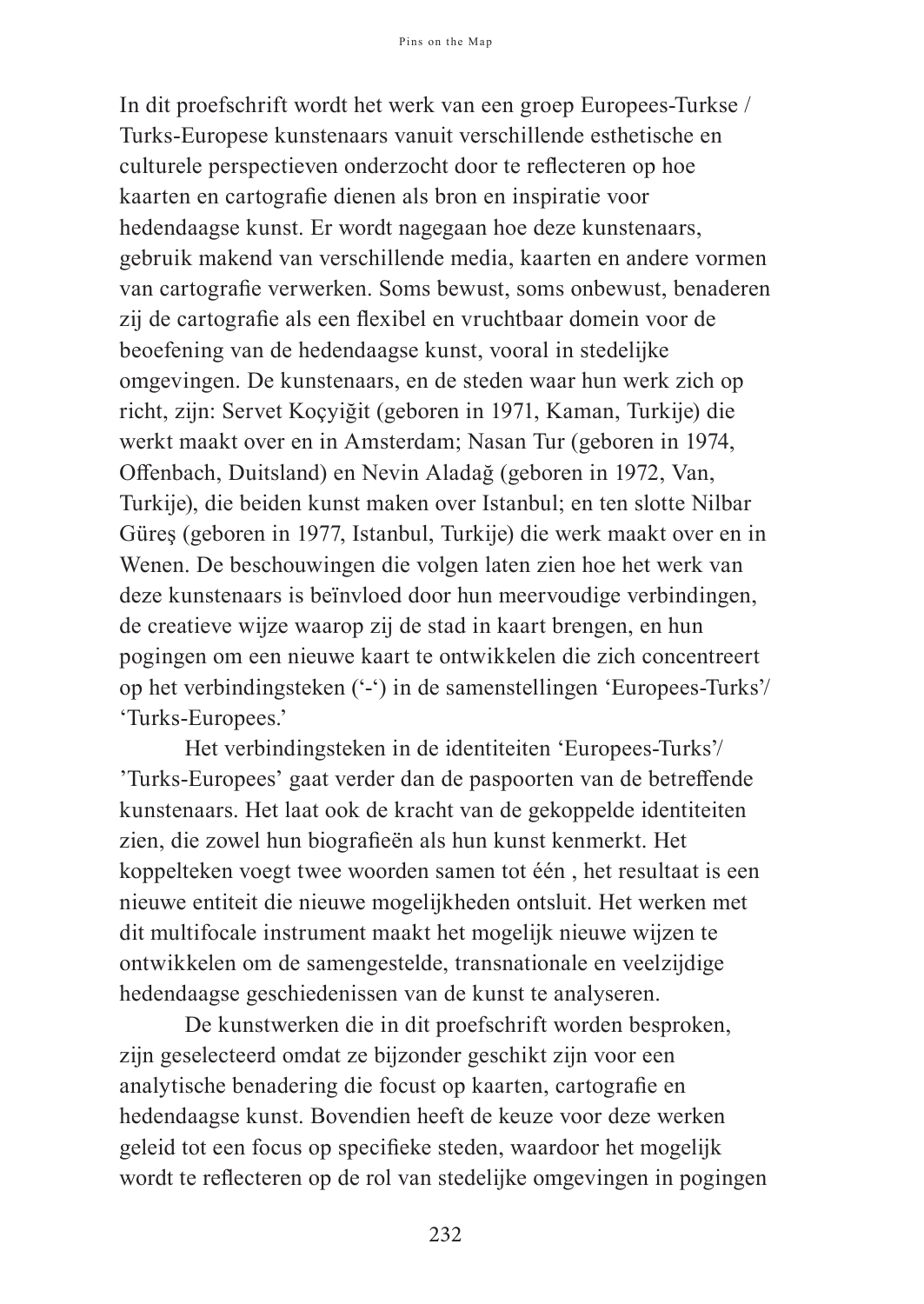In dit proefschrift wordt het werk van een groep Europees-Turkse / Turks-Europese kunstenaars vanuit verschillende esthetische en culturele perspectieven onderzocht door te reflecteren op hoe kaarten en cartografie dienen als bron en inspiratie voor hedendaagse kunst. Er wordt nagegaan hoe deze kunstenaars, gebruik makend van verschillende media, kaarten en andere vormen van cartografie verwerken. Soms bewust, soms onbewust, benaderen zij de cartografie als een flexibel en vruchtbaar domein voor de beoefening van de hedendaagse kunst, vooral in stedelijke omgevingen. De kunstenaars, en de steden waar hun werk zich op richt, zijn: Servet Koçyiğit (geboren in 1971, Kaman, Turkije) die werkt maakt over en in Amsterdam; Nasan Tur (geboren in 1974, Offenbach, Duitsland) en Nevin Aladağ (geboren in 1972, Van, Turkije), die beiden kunst maken over Istanbul; en ten slotte Nilbar Güreş (geboren in 1977, Istanbul, Turkije) die werk maakt over en in Wenen. De beschouwingen die volgen laten zien hoe het werk van deze kunstenaars is beïnvloed door hun meervoudige verbindingen, de creatieve wijze waarop zij de stad in kaart brengen, en hun pogingen om een nieuwe kaart te ontwikkelen die zich concentreert op het verbindingsteken ('-') in de samenstellingen 'Europees-Turks'/ 'Turks-Europees.'

Het verbindingsteken in de identiteiten 'Europees-Turks'/ 'Turks-Europees' gaat verder dan de paspoorten van de betreffende kunstenaars. Het laat ook de kracht van de gekoppelde identiteiten zien, die zowel hun biografieën als hun kunst kenmerkt. Het koppelteken voegt twee woorden samen tot één , het resultaat is een nieuwe entiteit die nieuwe mogelijkheden ontsluit. Het werken met dit multifocale instrument maakt het mogelijk nieuwe wijzen te ontwikkelen om de samengestelde, transnationale en veelzijdige hedendaagse geschiedenissen van de kunst te analyseren.

De kunstwerken die in dit proefschrift worden besproken, zijn geselecteerd omdat ze bijzonder geschikt zijn voor een analytische benadering die focust op kaarten, cartografie en hedendaagse kunst. Bovendien heeft de keuze voor deze werken geleid tot een focus op specifieke steden, waardoor het mogelijk wordt te reflecteren op de rol van stedelijke omgevingen in pogingen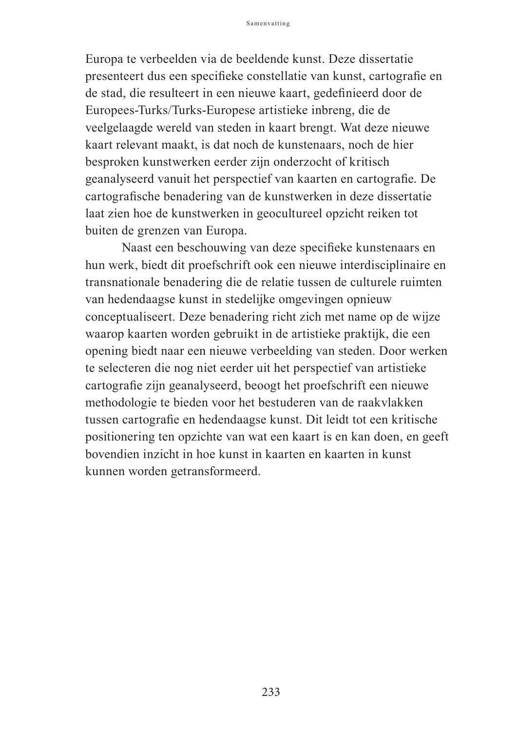Europa te verbeelden via de beeldende kunst. Deze dissertatie presenteert dus een specifieke constellatie van kunst, cartografie en de stad, die resulteert in een nieuwe kaart, gedefinieerd door de Europees-Turks/Turks-Europese artistieke inbreng, die de veelgelaagde wereld van steden in kaart brengt. Wat deze nieuwe kaart relevant maakt, is dat noch de kunstenaars, noch de hier besproken kunstwerken eerder zijn onderzocht of kritisch geanalyseerd vanuit het perspectief van kaarten en cartografie. De cartografische benadering van de kunstwerken in deze dissertatie laat zien hoe de kunstwerken in geocultureel opzicht reiken tot buiten de grenzen van Europa.

Naast een beschouwing van deze specifieke kunstenaars en hun werk, biedt dit proefschrift ook een nieuwe interdisciplinaire en transnationale benadering die de relatie tussen de culturele ruimten van hedendaagse kunst in stedelijke omgevingen opnieuw conceptualiseert. Deze benadering richt zich met name op de wijze waarop kaarten worden gebruikt in de artistieke praktijk, die een opening biedt naar een nieuwe verbeelding van steden. Door werken te selecteren die nog niet eerder uit het perspectief van artistieke cartografie zijn geanalyseerd, beoogt het proefschrift een nieuwe methodologie te bieden voor het bestuderen van de raakvlakken tussen cartografie en hedendaagse kunst. Dit leidt tot een kritische positionering ten opzichte van wat een kaart is en kan doen, en geeft bovendien inzicht in hoe kunst in kaarten en kaarten in kunst kunnen worden getransformeerd.